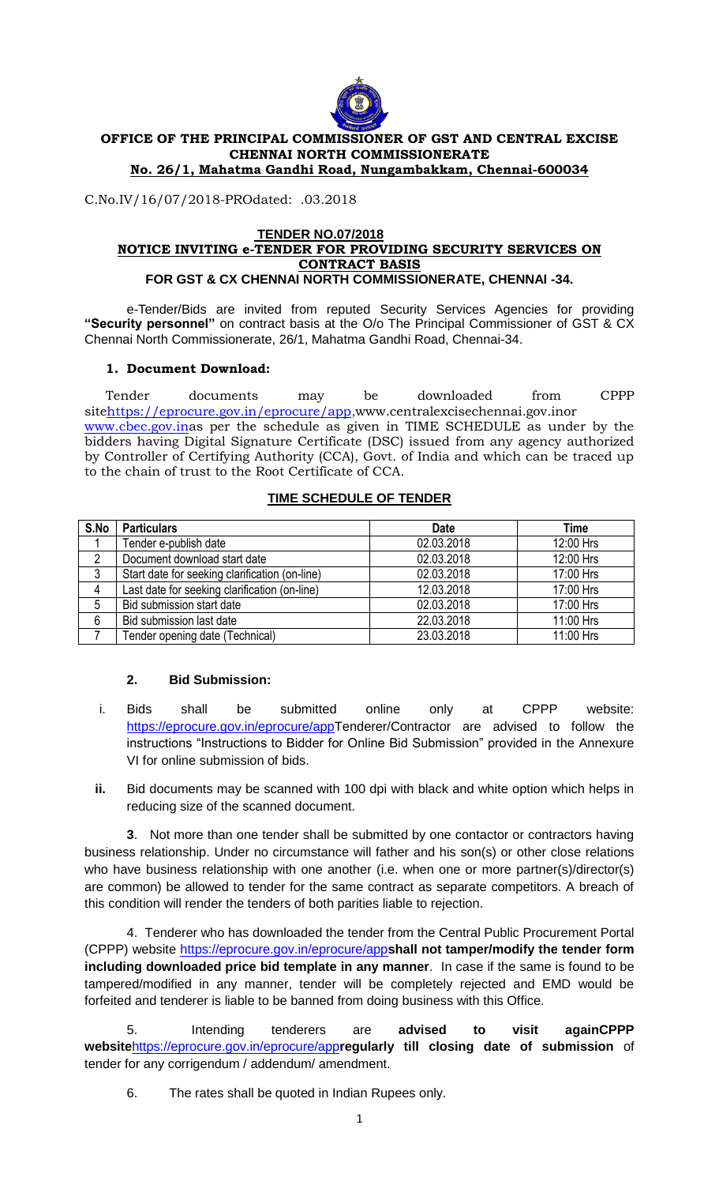**OFFICE OF THE PRINCIPAL COMMISSIONER OF GST AND CENTRAL EXCISE**
**CHENNAI NORTH COMMISSIONERATE**
**No. 26/1, Mahatma Gandhi Road, Nungambakkam, Chennai-600034**

C.No.IV/16/07/2018-PROdated: .03.2018

## TENDER NO.07/2018
## NOTICE INVITING e-TENDER FOR PROVIDING SECURITY SERVICES ON CONTRACT BASIS
## FOR GST & CX CHENNAI NORTH COMMISSIONERATE, CHENNAI -34.

e-Tender/Bids are invited from reputed Security Services Agencies for providing **"Security personnel"** on contract basis at the O/o The Principal Commissioner of GST & CX Chennai North Commissionerate, 26/1, Mahatma Gandhi Road, Chennai-34.

### 1. Document Download:

Tender documents may be downloaded from CPPP sitehttps://eprocure.gov.in/eprocure/app,www.centralexcisechennai.gov.inor www.cbec.gov.inas per the schedule as given in TIME SCHEDULE as under by the bidders having Digital Signature Certificate (DSC) issued from any agency authorized by Controller of Certifying Authority (CCA), Govt. of India and which can be traced up to the chain of trust to the Root Certificate of CCA.

**TIME SCHEDULE OF TENDER**

| S.No | Particulars | Date | Time |
|---|---|---|---|
| 1 | Tender e-publish date | 02.03.2018 | 12:00 Hrs |
| 2 | Document download start date | 02.03.2018 | 12:00 Hrs |
| 3 | Start date for seeking clarification (on-line) | 02.03.2018 | 17:00 Hrs |
| 4 | Last date for seeking clarification (on-line) | 12.03.2018 | 17:00 Hrs |
| 5 | Bid submission start date | 02.03.2018 | 17:00 Hrs |
| 6 | Bid submission last date | 22.03.2018 | 11:00 Hrs |
| 7 | Tender opening date (Technical) | 23.03.2018 | 11:00 Hrs |

### 2. Bid Submission:

i. Bids shall be submitted online only at CPPP website: https://eprocure.gov.in/eprocure/appTenderer/Contractor are advised to follow the instructions "Instructions to Bidder for Online Bid Submission" provided in the Annexure VI for online submission of bids.

**ii.** Bid documents may be scanned with 100 dpi with black and white option which helps in reducing size of the scanned document.

**3**. Not more than one tender shall be submitted by one contactor or contractors having business relationship. Under no circumstance will father and his son(s) or other close relations who have business relationship with one another (i.e. when one or more partner(s)/director(s) are common) be allowed to tender for the same contract as separate competitors. A breach of this condition will render the tenders of both parities liable to rejection.

4. Tenderer who has downloaded the tender from the Central Public Procurement Portal (CPPP) website https://eprocure.gov.in/eprocure/app**shall not tamper/modify the tender form including downloaded price bid template in any manner**. In case if the same is found to be tampered/modified in any manner, tender will be completely rejected and EMD would be forfeited and tenderer is liable to be banned from doing business with this Office.

5. Intending tenderers are **advised to visit againCPPP website**https://eprocure.gov.in/eprocure/app**regularly till closing date of submission** of tender for any corrigendum / addendum/ amendment.

6. The rates shall be quoted in Indian Rupees only.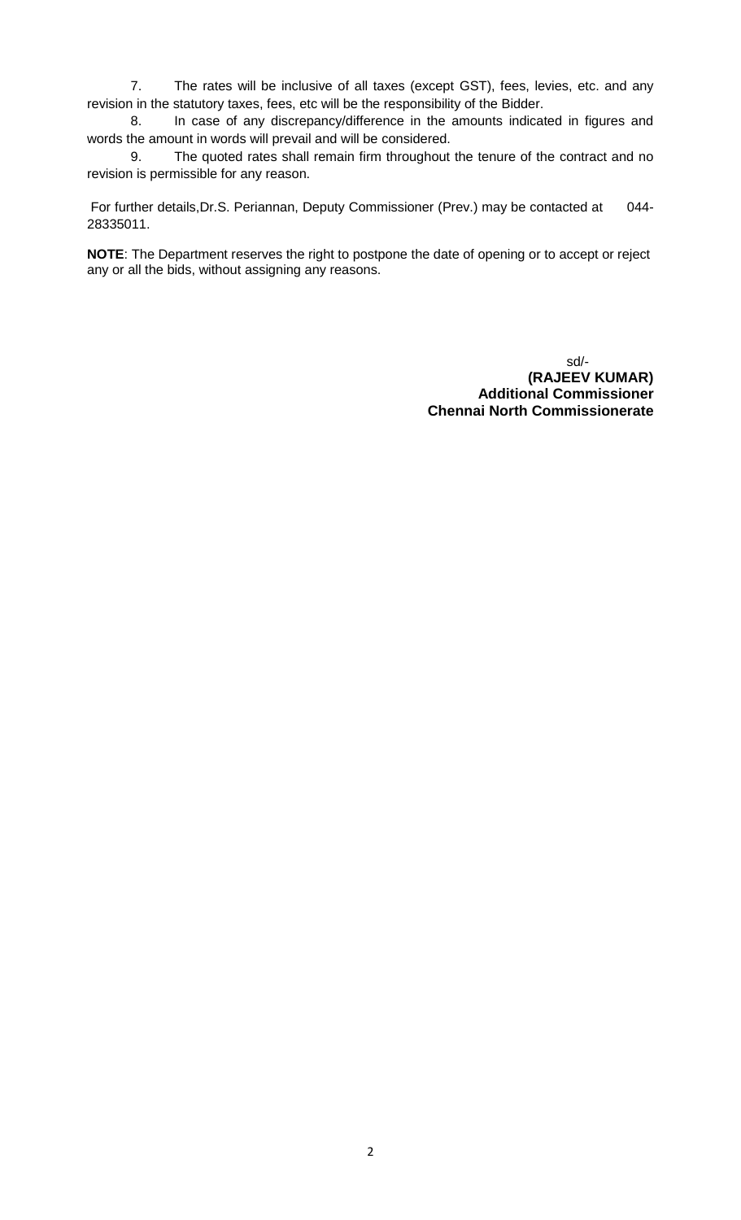7. The rates will be inclusive of all taxes (except GST), fees, levies, etc. and any revision in the statutory taxes, fees, etc will be the responsibility of the Bidder.

8. In case of any discrepancy/difference in the amounts indicated in figures and words the amount in words will prevail and will be considered.

9. The quoted rates shall remain firm throughout the tenure of the contract and no revision is permissible for any reason.

For further details,Dr.S. Periannan, Deputy Commissioner (Prev.) may be contacted at 044-28335011.

**NOTE**: The Department reserves the right to postpone the date of opening or to accept or reject any or all the bids, without assigning any reasons.

sd/-

**(RAJEEV KUMAR)**
**Additional Commissioner**
**Chennai North Commissionerate**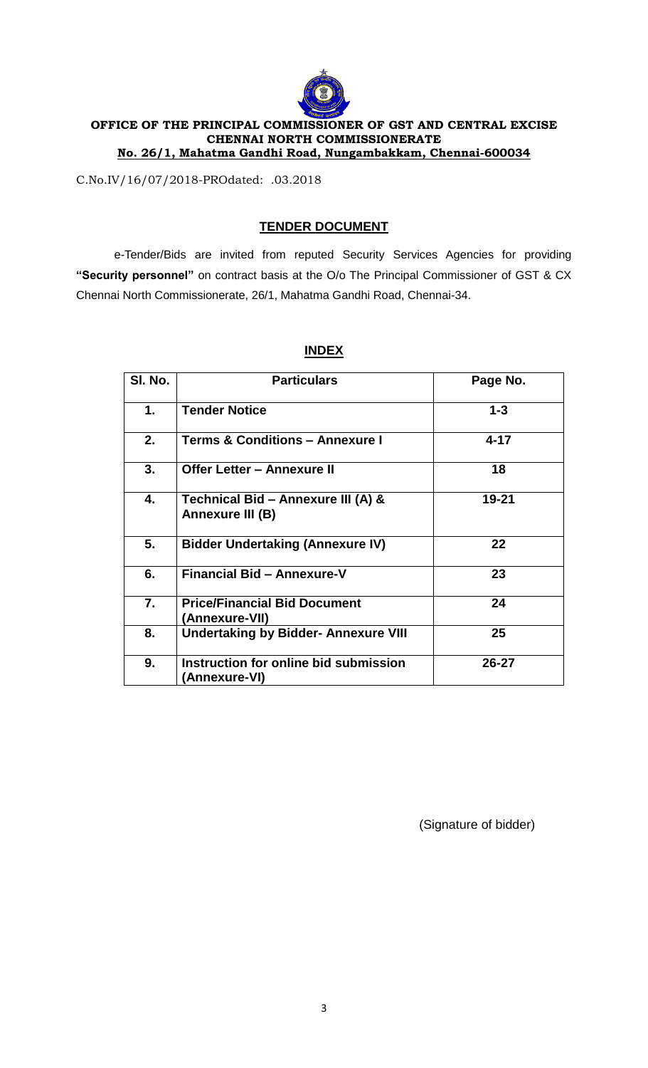**OFFICE OF THE PRINCIPAL COMMISSIONER OF GST AND CENTRAL EXCISE**
**CHENNAI NORTH COMMISSIONERATE**
**No. 26/1, Mahatma Gandhi Road, Nungambakkam, Chennai-600034**

C.No.IV/16/07/2018-PROdated: .03.2018

## TENDER DOCUMENT

e-Tender/Bids are invited from reputed Security Services Agencies for providing **"Security personnel"** on contract basis at the O/o The Principal Commissioner of GST & CX Chennai North Commissionerate, 26/1, Mahatma Gandhi Road, Chennai-34.

## INDEX

| Sl. No. | Particulars | Page No. |
|---|---|---|
| 1. | Tender Notice | 1-3 |
| 2. | Terms & Conditions – Annexure I | 4-17 |
| 3. | Offer Letter – Annexure II | 18 |
| 4. | Technical Bid – Annexure III (A) & Annexure III (B) | 19-21 |
| 5. | Bidder Undertaking (Annexure IV) | 22 |
| 6. | Financial Bid – Annexure-V | 23 |
| 7. | Price/Financial Bid Document (Annexure-VII) | 24 |
| 8. | Undertaking by Bidder- Annexure VIII | 25 |
| 9. | Instruction for online bid submission (Annexure-VI) | 26-27 |

(Signature of bidder)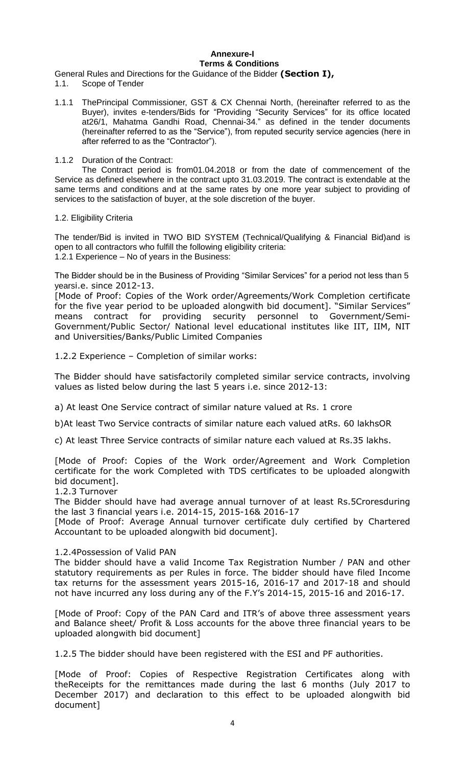**Annexure-I**

**Terms & Conditions**

General Rules and Directions for the Guidance of the Bidder **(Section I),**

1.1. Scope of Tender

1.1.1 ThePrincipal Commissioner, GST & CX Chennai North, (hereinafter referred to as the Buyer), invites e-tenders/Bids for "Providing "Security Services" for its office located at26/1, Mahatma Gandhi Road, Chennai-34." as defined in the tender documents (hereinafter referred to as the "Service"), from reputed security service agencies (here in after referred to as the "Contractor").

1.1.2 Duration of the Contract:

The Contract period is from01.04.2018 or from the date of commencement of the Service as defined elsewhere in the contract upto 31.03.2019. The contract is extendable at the same terms and conditions and at the same rates by one more year subject to providing of services to the satisfaction of buyer, at the sole discretion of the buyer.

1.2. Eligibility Criteria

The tender/Bid is invited in TWO BID SYSTEM (Technical/Qualifying & Financial Bid)and is open to all contractors who fulfill the following eligibility criteria:

1.2.1 Experience – No of years in the Business:

The Bidder should be in the Business of Providing "Similar Services" for a period not less than 5 yearsi.e. since 2012-13.

[Mode of Proof: Copies of the Work order/Agreements/Work Completion certificate for the five year period to be uploaded alongwith bid document]. "Similar Services" means contract for providing security personnel to Government/Semi-Government/Public Sector/ National level educational institutes like IIT, IIM, NIT and Universities/Banks/Public Limited Companies

1.2.2 Experience – Completion of similar works:

The Bidder should have satisfactorily completed similar service contracts, involving values as listed below during the last 5 years i.e. since 2012-13:

a) At least One Service contract of similar nature valued at Rs. 1 crore

b)At least Two Service contracts of similar nature each valued atRs. 60 lakhsOR

c) At least Three Service contracts of similar nature each valued at Rs.35 lakhs.

[Mode of Proof: Copies of the Work order/Agreement and Work Completion certificate for the work Completed with TDS certificates to be uploaded alongwith bid document].

1.2.3 Turnover

The Bidder should have had average annual turnover of at least Rs.5Croresduring the last 3 financial years i.e. 2014-15, 2015-16& 2016-17

[Mode of Proof: Average Annual turnover certificate duly certified by Chartered Accountant to be uploaded alongwith bid document].

1.2.4Possession of Valid PAN

The bidder should have a valid Income Tax Registration Number / PAN and other statutory requirements as per Rules in force. The bidder should have filed Income tax returns for the assessment years 2015-16, 2016-17 and 2017-18 and should not have incurred any loss during any of the F.Y's 2014-15, 2015-16 and 2016-17.

[Mode of Proof: Copy of the PAN Card and ITR's of above three assessment years and Balance sheet/ Profit & Loss accounts for the above three financial years to be uploaded alongwith bid document]

1.2.5 The bidder should have been registered with the ESI and PF authorities.

[Mode of Proof: Copies of Respective Registration Certificates along with theReceipts for the remittances made during the last 6 months (July 2017 to December 2017) and declaration to this effect to be uploaded alongwith bid document]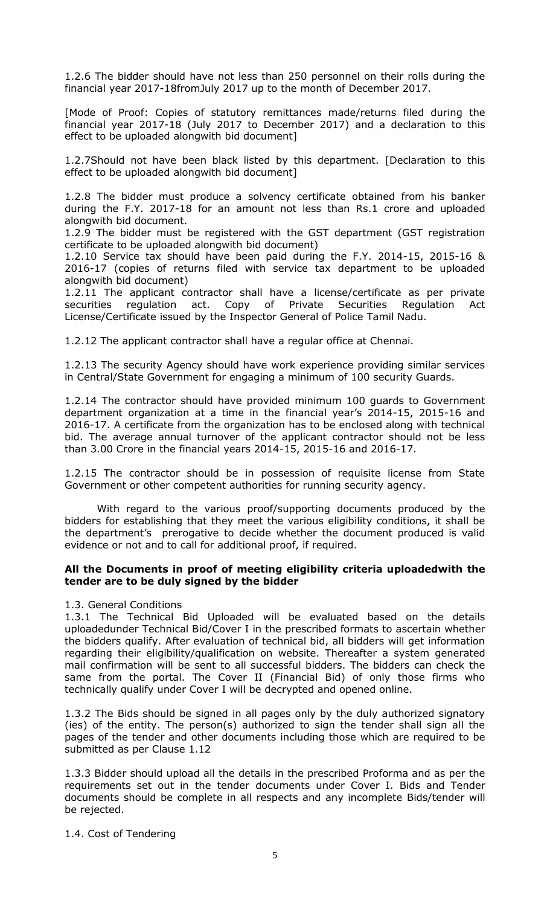1.2.6 The bidder should have not less than 250 personnel on their rolls during the financial year 2017-18fromJuly 2017 up to the month of December 2017.

[Mode of Proof: Copies of statutory remittances made/returns filed during the financial year 2017-18 (July 2017 to December 2017) and a declaration to this effect to be uploaded alongwith bid document]

1.2.7Should not have been black listed by this department. [Declaration to this effect to be uploaded alongwith bid document]

1.2.8 The bidder must produce a solvency certificate obtained from his banker during the F.Y. 2017-18 for an amount not less than Rs.1 crore and uploaded alongwith bid document.

1.2.9 The bidder must be registered with the GST department (GST registration certificate to be uploaded alongwith bid document)

1.2.10 Service tax should have been paid during the F.Y. 2014-15, 2015-16 & 2016-17 (copies of returns filed with service tax department to be uploaded alongwith bid document)

1.2.11 The applicant contractor shall have a license/certificate as per private securities regulation act. Copy of Private Securities Regulation Act License/Certificate issued by the Inspector General of Police Tamil Nadu.

1.2.12 The applicant contractor shall have a regular office at Chennai.

1.2.13 The security Agency should have work experience providing similar services in Central/State Government for engaging a minimum of 100 security Guards.

1.2.14 The contractor should have provided minimum 100 guards to Government department organization at a time in the financial year's 2014-15, 2015-16 and 2016-17. A certificate from the organization has to be enclosed along with technical bid. The average annual turnover of the applicant contractor should not be less than 3.00 Crore in the financial years 2014-15, 2015-16 and 2016-17.

1.2.15 The contractor should be in possession of requisite license from State Government or other competent authorities for running security agency.

With regard to the various proof/supporting documents produced by the bidders for establishing that they meet the various eligibility conditions, it shall be the department's prerogative to decide whether the document produced is valid evidence or not and to call for additional proof, if required.

**All the Documents in proof of meeting eligibility criteria uploadedwith the tender are to be duly signed by the bidder**

1.3. General Conditions

1.3.1 The Technical Bid Uploaded will be evaluated based on the details uploadedunder Technical Bid/Cover I in the prescribed formats to ascertain whether the bidders qualify. After evaluation of technical bid, all bidders will get information regarding their eligibility/qualification on website. Thereafter a system generated mail confirmation will be sent to all successful bidders. The bidders can check the same from the portal. The Cover II (Financial Bid) of only those firms who technically qualify under Cover I will be decrypted and opened online.

1.3.2 The Bids should be signed in all pages only by the duly authorized signatory (ies) of the entity. The person(s) authorized to sign the tender shall sign all the pages of the tender and other documents including those which are required to be submitted as per Clause 1.12

1.3.3 Bidder should upload all the details in the prescribed Proforma and as per the requirements set out in the tender documents under Cover I. Bids and Tender documents should be complete in all respects and any incomplete Bids/tender will be rejected.

1.4. Cost of Tendering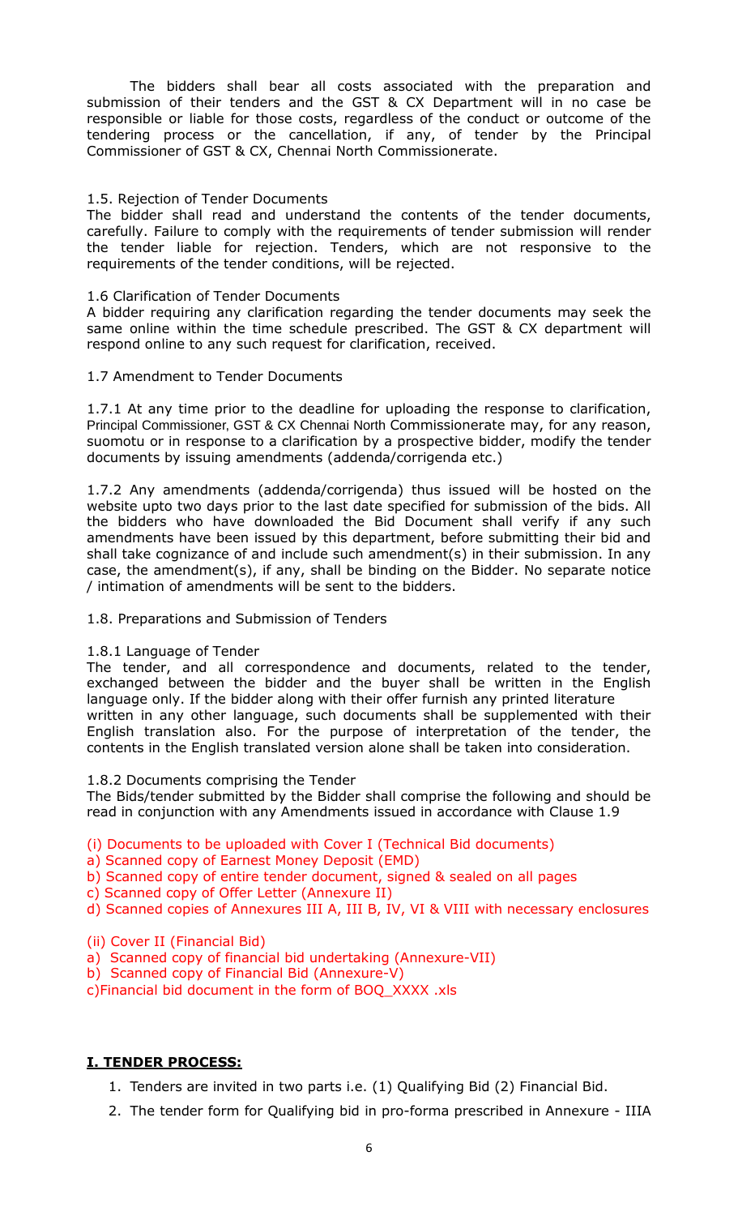The bidders shall bear all costs associated with the preparation and submission of their tenders and the GST & CX Department will in no case be responsible or liable for those costs, regardless of the conduct or outcome of the tendering process or the cancellation, if any, of tender by the Principal Commissioner of GST & CX, Chennai North Commissionerate.

1.5. Rejection of Tender Documents
The bidder shall read and understand the contents of the tender documents, carefully. Failure to comply with the requirements of tender submission will render the tender liable for rejection. Tenders, which are not responsive to the requirements of the tender conditions, will be rejected.

1.6 Clarification of Tender Documents
A bidder requiring any clarification regarding the tender documents may seek the same online within the time schedule prescribed. The GST & CX department will respond online to any such request for clarification, received.

1.7 Amendment to Tender Documents

1.7.1 At any time prior to the deadline for uploading the response to clarification, Principal Commissioner, GST & CX Chennai North Commissionerate may, for any reason, suomotu or in response to a clarification by a prospective bidder, modify the tender documents by issuing amendments (addenda/corrigenda etc.)

1.7.2 Any amendments (addenda/corrigenda) thus issued will be hosted on the website upto two days prior to the last date specified for submission of the bids. All the bidders who have downloaded the Bid Document shall verify if any such amendments have been issued by this department, before submitting their bid and shall take cognizance of and include such amendment(s) in their submission. In any case, the amendment(s), if any, shall be binding on the Bidder. No separate notice / intimation of amendments will be sent to the bidders.

1.8. Preparations and Submission of Tenders

1.8.1 Language of Tender
The tender, and all correspondence and documents, related to the tender, exchanged between the bidder and the buyer shall be written in the English language only. If the bidder along with their offer furnish any printed literature written in any other language, such documents shall be supplemented with their English translation also. For the purpose of interpretation of the tender, the contents in the English translated version alone shall be taken into consideration.

1.8.2 Documents comprising the Tender
The Bids/tender submitted by the Bidder shall comprise the following and should be read in conjunction with any Amendments issued in accordance with Clause 1.9

(i) Documents to be uploaded with Cover I (Technical Bid documents)
a) Scanned copy of Earnest Money Deposit (EMD)
b) Scanned copy of entire tender document, signed & sealed on all pages
c) Scanned copy of Offer Letter (Annexure II)
d) Scanned copies of Annexures III A, III B, IV, VI & VIII with necessary enclosures

(ii) Cover II (Financial Bid)
a) Scanned copy of financial bid undertaking (Annexure-VII)
b) Scanned copy of Financial Bid (Annexure-V)
c)Financial bid document in the form of BOQ_XXXX .xls

## I. TENDER PROCESS:

1. Tenders are invited in two parts i.e. (1) Qualifying Bid (2) Financial Bid.
2. The tender form for Qualifying bid in pro-forma prescribed in Annexure - IIIA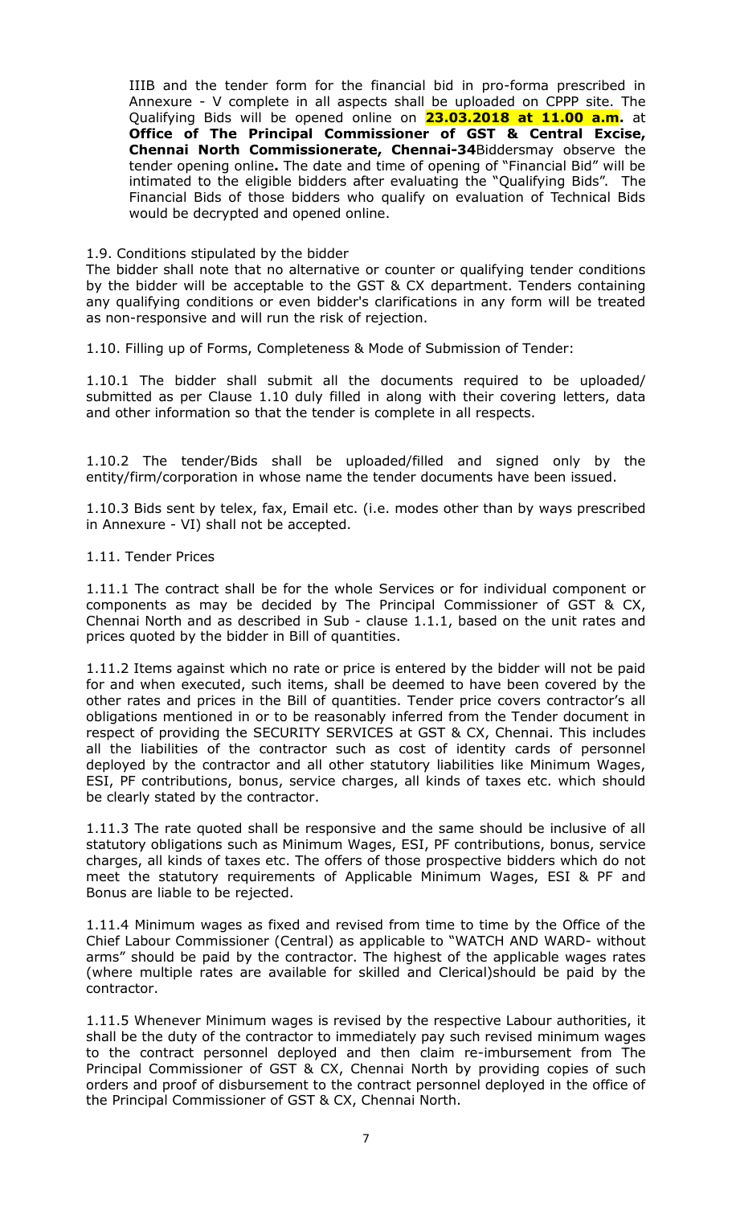IIIB and the tender form for the financial bid in pro-forma prescribed in Annexure - V complete in all aspects shall be uploaded on CPPP site. The Qualifying Bids will be opened online on **23.03.2018 at 11.00 a.m.** at **Office of The Principal Commissioner of GST & Central Excise, Chennai North Commissionerate, Chennai-34**Biddersmay observe the tender opening online**.** The date and time of opening of "Financial Bid" will be intimated to the eligible bidders after evaluating the "Qualifying Bids". The Financial Bids of those bidders who qualify on evaluation of Technical Bids would be decrypted and opened online.

1.9. Conditions stipulated by the bidder

The bidder shall note that no alternative or counter or qualifying tender conditions by the bidder will be acceptable to the GST & CX department. Tenders containing any qualifying conditions or even bidder's clarifications in any form will be treated as non-responsive and will run the risk of rejection.

1.10. Filling up of Forms, Completeness & Mode of Submission of Tender:

1.10.1 The bidder shall submit all the documents required to be uploaded/ submitted as per Clause 1.10 duly filled in along with their covering letters, data and other information so that the tender is complete in all respects.

1.10.2 The tender/Bids shall be uploaded/filled and signed only by the entity/firm/corporation in whose name the tender documents have been issued.

1.10.3 Bids sent by telex, fax, Email etc. (i.e. modes other than by ways prescribed in Annexure - VI) shall not be accepted.

1.11. Tender Prices

1.11.1 The contract shall be for the whole Services or for individual component or components as may be decided by The Principal Commissioner of GST & CX, Chennai North and as described in Sub - clause 1.1.1, based on the unit rates and prices quoted by the bidder in Bill of quantities.

1.11.2 Items against which no rate or price is entered by the bidder will not be paid for and when executed, such items, shall be deemed to have been covered by the other rates and prices in the Bill of quantities. Tender price covers contractor's all obligations mentioned in or to be reasonably inferred from the Tender document in respect of providing the SECURITY SERVICES at GST & CX, Chennai. This includes all the liabilities of the contractor such as cost of identity cards of personnel deployed by the contractor and all other statutory liabilities like Minimum Wages, ESI, PF contributions, bonus, service charges, all kinds of taxes etc. which should be clearly stated by the contractor.

1.11.3 The rate quoted shall be responsive and the same should be inclusive of all statutory obligations such as Minimum Wages, ESI, PF contributions, bonus, service charges, all kinds of taxes etc. The offers of those prospective bidders which do not meet the statutory requirements of Applicable Minimum Wages, ESI & PF and Bonus are liable to be rejected.

1.11.4 Minimum wages as fixed and revised from time to time by the Office of the Chief Labour Commissioner (Central) as applicable to "WATCH AND WARD- without arms" should be paid by the contractor. The highest of the applicable wages rates (where multiple rates are available for skilled and Clerical)should be paid by the contractor.

1.11.5 Whenever Minimum wages is revised by the respective Labour authorities, it shall be the duty of the contractor to immediately pay such revised minimum wages to the contract personnel deployed and then claim re-imbursement from The Principal Commissioner of GST & CX, Chennai North by providing copies of such orders and proof of disbursement to the contract personnel deployed in the office of the Principal Commissioner of GST & CX, Chennai North.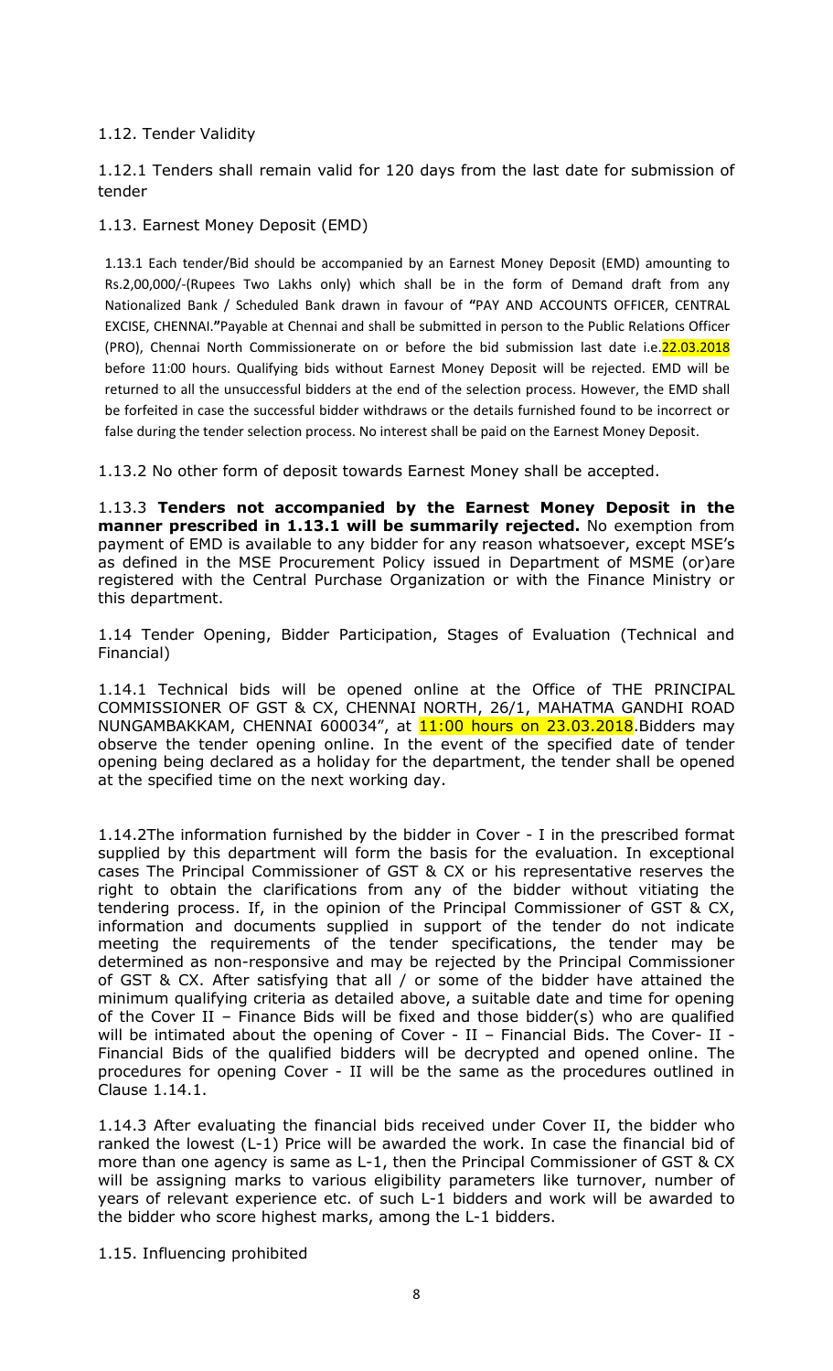1.12. Tender Validity

1.12.1 Tenders shall remain valid for 120 days from the last date for submission of tender

1.13. Earnest Money Deposit (EMD)

1.13.1 Each tender/Bid should be accompanied by an Earnest Money Deposit (EMD) amounting to Rs.2,00,000/-(Rupees Two Lakhs only) which shall be in the form of Demand draft from any Nationalized Bank / Scheduled Bank drawn in favour of **"**PAY AND ACCOUNTS OFFICER, CENTRAL EXCISE, CHENNAI.**"**Payable at Chennai and shall be submitted in person to the Public Relations Officer (PRO), Chennai North Commissionerate on or before the bid submission last date i.e.22.03.2018 before 11:00 hours. Qualifying bids without Earnest Money Deposit will be rejected. EMD will be returned to all the unsuccessful bidders at the end of the selection process. However, the EMD shall be forfeited in case the successful bidder withdraws or the details furnished found to be incorrect or false during the tender selection process. No interest shall be paid on the Earnest Money Deposit.

1.13.2 No other form of deposit towards Earnest Money shall be accepted.

1.13.3 **Tenders not accompanied by the Earnest Money Deposit in the manner prescribed in 1.13.1 will be summarily rejected.** No exemption from payment of EMD is available to any bidder for any reason whatsoever, except MSE's as defined in the MSE Procurement Policy issued in Department of MSME (or)are registered with the Central Purchase Organization or with the Finance Ministry or this department.

1.14 Tender Opening, Bidder Participation, Stages of Evaluation (Technical and Financial)

1.14.1 Technical bids will be opened online at the Office of THE PRINCIPAL COMMISSIONER OF GST & CX, CHENNAI NORTH, 26/1, MAHATMA GANDHI ROAD NUNGAMBAKKAM, CHENNAI 600034", at 11:00 hours on 23.03.2018.Bidders may observe the tender opening online. In the event of the specified date of tender opening being declared as a holiday for the department, the tender shall be opened at the specified time on the next working day.

1.14.2The information furnished by the bidder in Cover - I in the prescribed format supplied by this department will form the basis for the evaluation. In exceptional cases The Principal Commissioner of GST & CX or his representative reserves the right to obtain the clarifications from any of the bidder without vitiating the tendering process. If, in the opinion of the Principal Commissioner of GST & CX, information and documents supplied in support of the tender do not indicate meeting the requirements of the tender specifications, the tender may be determined as non-responsive and may be rejected by the Principal Commissioner of GST & CX. After satisfying that all / or some of the bidder have attained the minimum qualifying criteria as detailed above, a suitable date and time for opening of the Cover II – Finance Bids will be fixed and those bidder(s) who are qualified will be intimated about the opening of Cover - II – Financial Bids. The Cover- II - Financial Bids of the qualified bidders will be decrypted and opened online. The procedures for opening Cover - II will be the same as the procedures outlined in Clause 1.14.1.

1.14.3 After evaluating the financial bids received under Cover II, the bidder who ranked the lowest (L-1) Price will be awarded the work. In case the financial bid of more than one agency is same as L-1, then the Principal Commissioner of GST & CX will be assigning marks to various eligibility parameters like turnover, number of years of relevant experience etc. of such L-1 bidders and work will be awarded to the bidder who score highest marks, among the L-1 bidders.

1.15. Influencing prohibited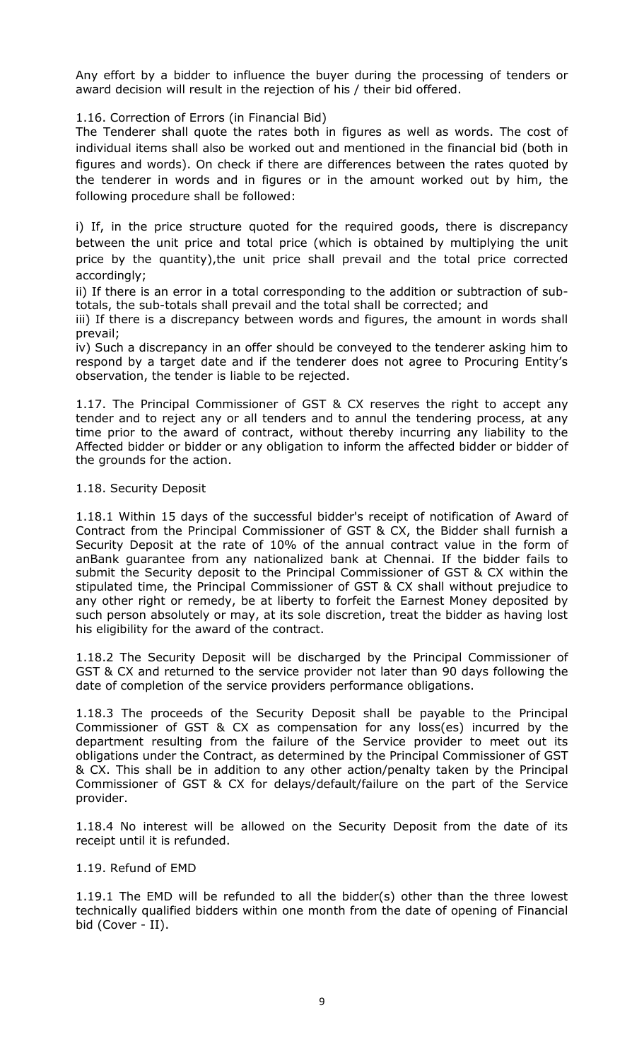Any effort by a bidder to influence the buyer during the processing of tenders or award decision will result in the rejection of his / their bid offered.

1.16. Correction of Errors (in Financial Bid)

The Tenderer shall quote the rates both in figures as well as words. The cost of individual items shall also be worked out and mentioned in the financial bid (both in figures and words). On check if there are differences between the rates quoted by the tenderer in words and in figures or in the amount worked out by him, the following procedure shall be followed:

i) If, in the price structure quoted for the required goods, there is discrepancy between the unit price and total price (which is obtained by multiplying the unit price by the quantity),the unit price shall prevail and the total price corrected accordingly;

ii) If there is an error in a total corresponding to the addition or subtraction of sub-totals, the sub-totals shall prevail and the total shall be corrected; and

iii) If there is a discrepancy between words and figures, the amount in words shall prevail;

iv) Such a discrepancy in an offer should be conveyed to the tenderer asking him to respond by a target date and if the tenderer does not agree to Procuring Entity's observation, the tender is liable to be rejected.

1.17. The Principal Commissioner of GST & CX reserves the right to accept any tender and to reject any or all tenders and to annul the tendering process, at any time prior to the award of contract, without thereby incurring any liability to the Affected bidder or bidder or any obligation to inform the affected bidder or bidder of the grounds for the action.

1.18. Security Deposit

1.18.1 Within 15 days of the successful bidder's receipt of notification of Award of Contract from the Principal Commissioner of GST & CX, the Bidder shall furnish a Security Deposit at the rate of 10% of the annual contract value in the form of anBank guarantee from any nationalized bank at Chennai. If the bidder fails to submit the Security deposit to the Principal Commissioner of GST & CX within the stipulated time, the Principal Commissioner of GST & CX shall without prejudice to any other right or remedy, be at liberty to forfeit the Earnest Money deposited by such person absolutely or may, at its sole discretion, treat the bidder as having lost his eligibility for the award of the contract.

1.18.2 The Security Deposit will be discharged by the Principal Commissioner of GST & CX and returned to the service provider not later than 90 days following the date of completion of the service providers performance obligations.

1.18.3 The proceeds of the Security Deposit shall be payable to the Principal Commissioner of GST & CX as compensation for any loss(es) incurred by the department resulting from the failure of the Service provider to meet out its obligations under the Contract, as determined by the Principal Commissioner of GST & CX. This shall be in addition to any other action/penalty taken by the Principal Commissioner of GST & CX for delays/default/failure on the part of the Service provider.

1.18.4 No interest will be allowed on the Security Deposit from the date of its receipt until it is refunded.

1.19. Refund of EMD

1.19.1 The EMD will be refunded to all the bidder(s) other than the three lowest technically qualified bidders within one month from the date of opening of Financial bid (Cover - II).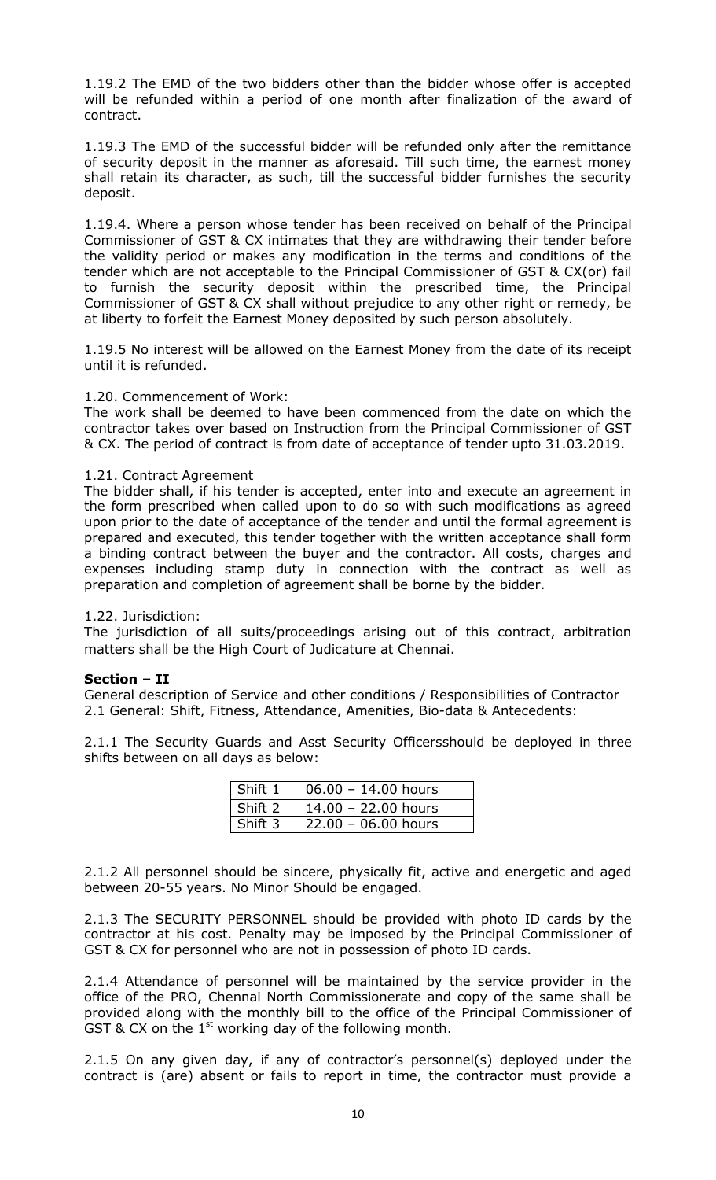1.19.2 The EMD of the two bidders other than the bidder whose offer is accepted will be refunded within a period of one month after finalization of the award of contract.

1.19.3 The EMD of the successful bidder will be refunded only after the remittance of security deposit in the manner as aforesaid. Till such time, the earnest money shall retain its character, as such, till the successful bidder furnishes the security deposit.

1.19.4. Where a person whose tender has been received on behalf of the Principal Commissioner of GST & CX intimates that they are withdrawing their tender before the validity period or makes any modification in the terms and conditions of the tender which are not acceptable to the Principal Commissioner of GST & CX(or) fail to furnish the security deposit within the prescribed time, the Principal Commissioner of GST & CX shall without prejudice to any other right or remedy, be at liberty to forfeit the Earnest Money deposited by such person absolutely.

1.19.5 No interest will be allowed on the Earnest Money from the date of its receipt until it is refunded.

1.20. Commencement of Work:
The work shall be deemed to have been commenced from the date on which the contractor takes over based on Instruction from the Principal Commissioner of GST & CX. The period of contract is from date of acceptance of tender upto 31.03.2019.

1.21. Contract Agreement
The bidder shall, if his tender is accepted, enter into and execute an agreement in the form prescribed when called upon to do so with such modifications as agreed upon prior to the date of acceptance of the tender and until the formal agreement is prepared and executed, this tender together with the written acceptance shall form a binding contract between the buyer and the contractor. All costs, charges and expenses including stamp duty in connection with the contract as well as preparation and completion of agreement shall be borne by the bidder.

1.22. Jurisdiction:
The jurisdiction of all suits/proceedings arising out of this contract, arbitration matters shall be the High Court of Judicature at Chennai.

**Section – II**
General description of Service and other conditions / Responsibilities of Contractor
2.1 General: Shift, Fitness, Attendance, Amenities, Bio-data & Antecedents:

2.1.1 The Security Guards and Asst Security Officersshould be deployed in three shifts between on all days as below:

| Shift 1 | 06.00 – 14.00 hours |
|---|---|
| Shift 2 | 14.00 – 22.00 hours |
| Shift 3 | 22.00 – 06.00 hours |

2.1.2 All personnel should be sincere, physically fit, active and energetic and aged between 20-55 years. No Minor Should be engaged.

2.1.3 The SECURITY PERSONNEL should be provided with photo ID cards by the contractor at his cost. Penalty may be imposed by the Principal Commissioner of GST & CX for personnel who are not in possession of photo ID cards.

2.1.4 Attendance of personnel will be maintained by the service provider in the office of the PRO, Chennai North Commissionerate and copy of the same shall be provided along with the monthly bill to the office of the Principal Commissioner of GST & CX on the 1st working day of the following month.

2.1.5 On any given day, if any of contractor's personnel(s) deployed under the contract is (are) absent or fails to report in time, the contractor must provide a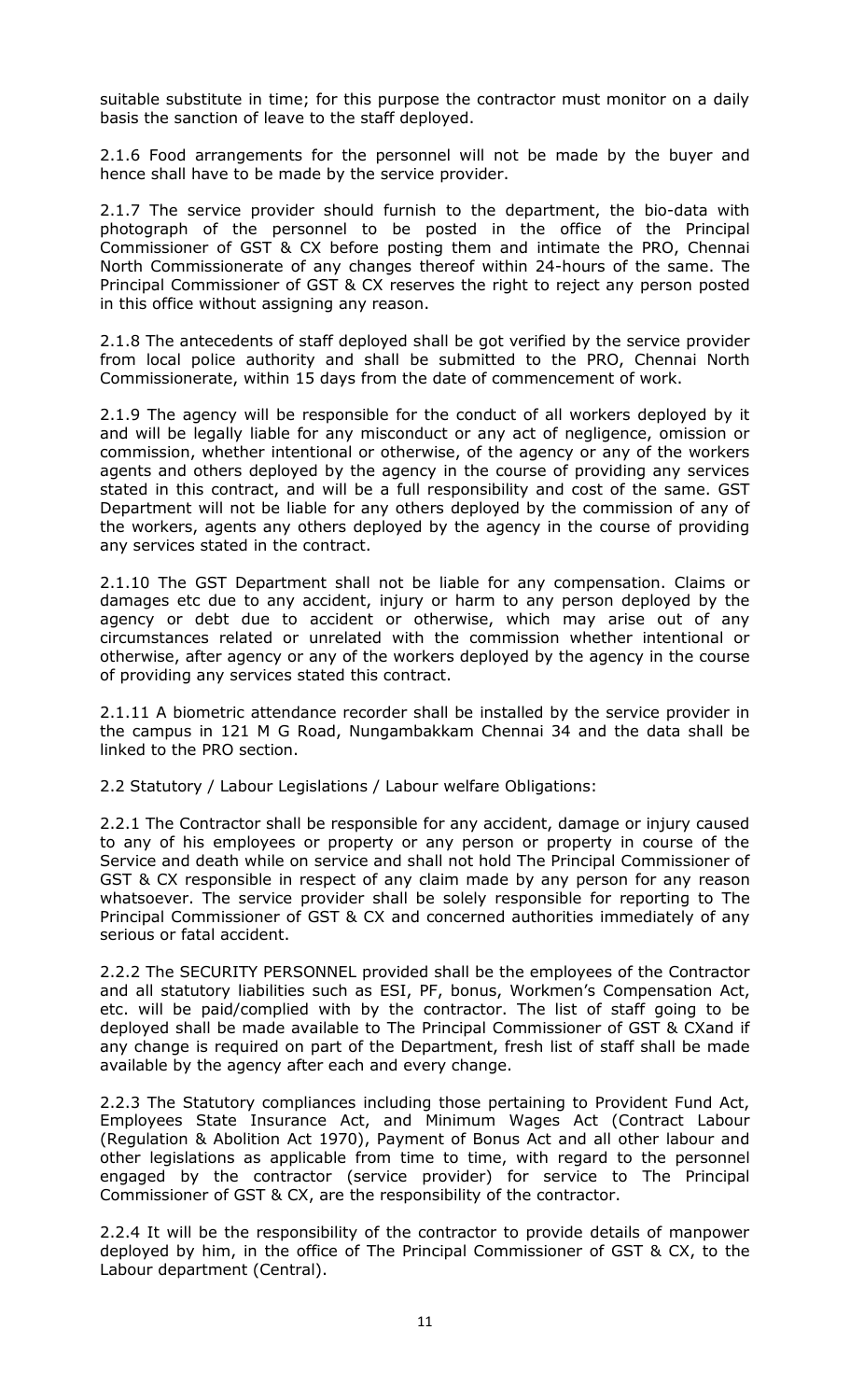suitable substitute in time; for this purpose the contractor must monitor on a daily basis the sanction of leave to the staff deployed.

2.1.6 Food arrangements for the personnel will not be made by the buyer and hence shall have to be made by the service provider.

2.1.7 The service provider should furnish to the department, the bio-data with photograph of the personnel to be posted in the office of the Principal Commissioner of GST & CX before posting them and intimate the PRO, Chennai North Commissionerate of any changes thereof within 24-hours of the same. The Principal Commissioner of GST & CX reserves the right to reject any person posted in this office without assigning any reason.

2.1.8 The antecedents of staff deployed shall be got verified by the service provider from local police authority and shall be submitted to the PRO, Chennai North Commissionerate, within 15 days from the date of commencement of work.

2.1.9 The agency will be responsible for the conduct of all workers deployed by it and will be legally liable for any misconduct or any act of negligence, omission or commission, whether intentional or otherwise, of the agency or any of the workers agents and others deployed by the agency in the course of providing any services stated in this contract, and will be a full responsibility and cost of the same. GST Department will not be liable for any others deployed by the commission of any of the workers, agents any others deployed by the agency in the course of providing any services stated in the contract.

2.1.10 The GST Department shall not be liable for any compensation. Claims or damages etc due to any accident, injury or harm to any person deployed by the agency or debt due to accident or otherwise, which may arise out of any circumstances related or unrelated with the commission whether intentional or otherwise, after agency or any of the workers deployed by the agency in the course of providing any services stated this contract.

2.1.11 A biometric attendance recorder shall be installed by the service provider in the campus in 121 M G Road, Nungambakkam Chennai 34 and the data shall be linked to the PRO section.

2.2 Statutory / Labour Legislations / Labour welfare Obligations:

2.2.1 The Contractor shall be responsible for any accident, damage or injury caused to any of his employees or property or any person or property in course of the Service and death while on service and shall not hold The Principal Commissioner of GST & CX responsible in respect of any claim made by any person for any reason whatsoever. The service provider shall be solely responsible for reporting to The Principal Commissioner of GST & CX and concerned authorities immediately of any serious or fatal accident.

2.2.2 The SECURITY PERSONNEL provided shall be the employees of the Contractor and all statutory liabilities such as ESI, PF, bonus, Workmen's Compensation Act, etc. will be paid/complied with by the contractor. The list of staff going to be deployed shall be made available to The Principal Commissioner of GST & CXand if any change is required on part of the Department, fresh list of staff shall be made available by the agency after each and every change.

2.2.3 The Statutory compliances including those pertaining to Provident Fund Act, Employees State Insurance Act, and Minimum Wages Act (Contract Labour (Regulation & Abolition Act 1970), Payment of Bonus Act and all other labour and other legislations as applicable from time to time, with regard to the personnel engaged by the contractor (service provider) for service to The Principal Commissioner of GST & CX, are the responsibility of the contractor.

2.2.4 It will be the responsibility of the contractor to provide details of manpower deployed by him, in the office of The Principal Commissioner of GST & CX, to the Labour department (Central).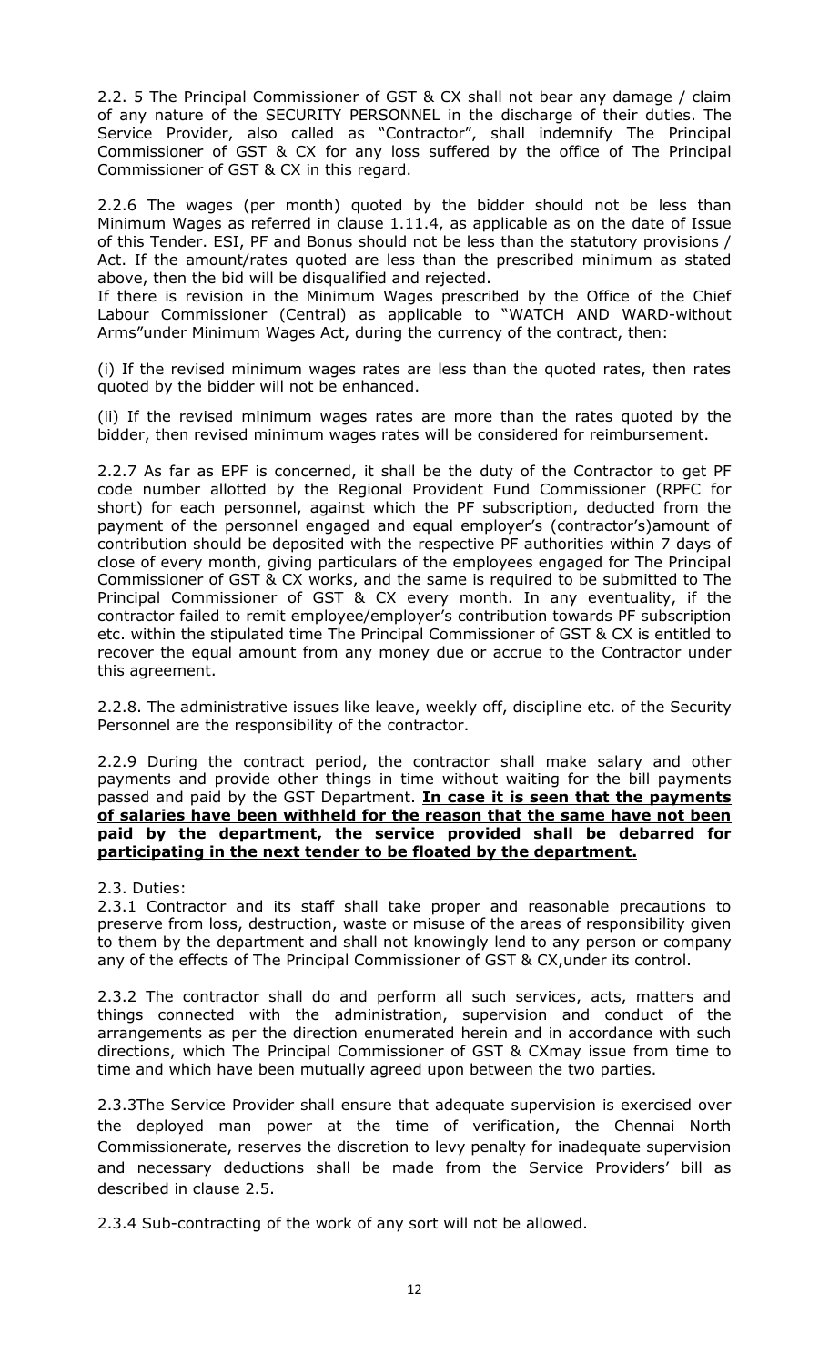2.2. 5 The Principal Commissioner of GST & CX shall not bear any damage / claim of any nature of the SECURITY PERSONNEL in the discharge of their duties. The Service Provider, also called as "Contractor", shall indemnify The Principal Commissioner of GST & CX for any loss suffered by the office of The Principal Commissioner of GST & CX in this regard.

2.2.6 The wages (per month) quoted by the bidder should not be less than Minimum Wages as referred in clause 1.11.4, as applicable as on the date of Issue of this Tender. ESI, PF and Bonus should not be less than the statutory provisions / Act. If the amount/rates quoted are less than the prescribed minimum as stated above, then the bid will be disqualified and rejected.

If there is revision in the Minimum Wages prescribed by the Office of the Chief Labour Commissioner (Central) as applicable to "WATCH AND WARD-without Arms"under Minimum Wages Act, during the currency of the contract, then:

(i) If the revised minimum wages rates are less than the quoted rates, then rates quoted by the bidder will not be enhanced.

(ii) If the revised minimum wages rates are more than the rates quoted by the bidder, then revised minimum wages rates will be considered for reimbursement.

2.2.7 As far as EPF is concerned, it shall be the duty of the Contractor to get PF code number allotted by the Regional Provident Fund Commissioner (RPFC for short) for each personnel, against which the PF subscription, deducted from the payment of the personnel engaged and equal employer's (contractor's)amount of contribution should be deposited with the respective PF authorities within 7 days of close of every month, giving particulars of the employees engaged for The Principal Commissioner of GST & CX works, and the same is required to be submitted to The Principal Commissioner of GST & CX every month. In any eventuality, if the contractor failed to remit employee/employer's contribution towards PF subscription etc. within the stipulated time The Principal Commissioner of GST & CX is entitled to recover the equal amount from any money due or accrue to the Contractor under this agreement.

2.2.8. The administrative issues like leave, weekly off, discipline etc. of the Security Personnel are the responsibility of the contractor.

2.2.9 During the contract period, the contractor shall make salary and other payments and provide other things in time without waiting for the bill payments passed and paid by the GST Department. **In case it is seen that the payments of salaries have been withheld for the reason that the same have not been paid by the department, the service provided shall be debarred for participating in the next tender to be floated by the department.**

2.3. Duties:

2.3.1 Contractor and its staff shall take proper and reasonable precautions to preserve from loss, destruction, waste or misuse of the areas of responsibility given to them by the department and shall not knowingly lend to any person or company any of the effects of The Principal Commissioner of GST & CX,under its control.

2.3.2 The contractor shall do and perform all such services, acts, matters and things connected with the administration, supervision and conduct of the arrangements as per the direction enumerated herein and in accordance with such directions, which The Principal Commissioner of GST & CXmay issue from time to time and which have been mutually agreed upon between the two parties.

2.3.3The Service Provider shall ensure that adequate supervision is exercised over the deployed man power at the time of verification, the Chennai North Commissionerate, reserves the discretion to levy penalty for inadequate supervision and necessary deductions shall be made from the Service Providers' bill as described in clause 2.5.

2.3.4 Sub-contracting of the work of any sort will not be allowed.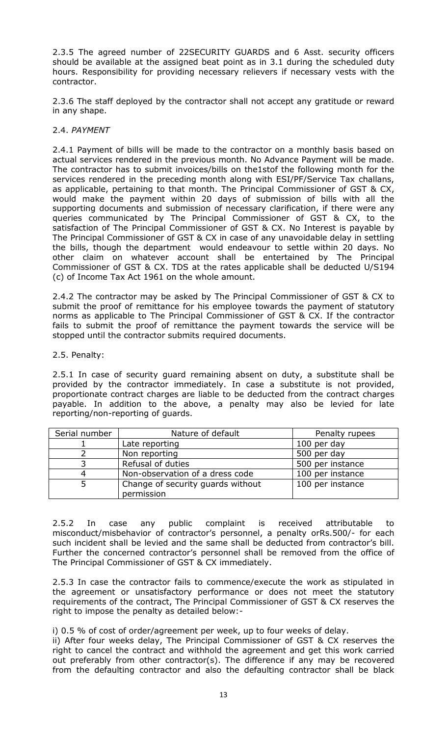2.3.5 The agreed number of 22SECURITY GUARDS and 6 Asst. security officers should be available at the assigned beat point as in 3.1 during the scheduled duty hours. Responsibility for providing necessary relievers if necessary vests with the contractor.

2.3.6 The staff deployed by the contractor shall not accept any gratitude or reward in any shape.

2.4. *PAYMENT*

2.4.1 Payment of bills will be made to the contractor on a monthly basis based on actual services rendered in the previous month. No Advance Payment will be made. The contractor has to submit invoices/bills on the1stof the following month for the services rendered in the preceding month along with ESI/PF/Service Tax challans, as applicable, pertaining to that month. The Principal Commissioner of GST & CX, would make the payment within 20 days of submission of bills with all the supporting documents and submission of necessary clarification, if there were any queries communicated by The Principal Commissioner of GST & CX, to the satisfaction of The Principal Commissioner of GST & CX. No Interest is payable by The Principal Commissioner of GST & CX in case of any unavoidable delay in settling the bills, though the department would endeavour to settle within 20 days. No other claim on whatever account shall be entertained by The Principal Commissioner of GST & CX. TDS at the rates applicable shall be deducted U/S194 (c) of Income Tax Act 1961 on the whole amount.

2.4.2 The contractor may be asked by The Principal Commissioner of GST & CX to submit the proof of remittance for his employee towards the payment of statutory norms as applicable to The Principal Commissioner of GST & CX. If the contractor fails to submit the proof of remittance the payment towards the service will be stopped until the contractor submits required documents.

2.5. Penalty:

2.5.1 In case of security guard remaining absent on duty, a substitute shall be provided by the contractor immediately. In case a substitute is not provided, proportionate contract charges are liable to be deducted from the contract charges payable. In addition to the above, a penalty may also be levied for late reporting/non-reporting of guards.

| Serial number | Nature of default | Penalty rupees |
|---|---|---|
| 1 | Late reporting | 100 per day |
| 2 | Non reporting | 500 per day |
| 3 | Refusal of duties | 500 per instance |
| 4 | Non-observation of a dress code | 100 per instance |
| 5 | Change of security guards without permission | 100 per instance |

2.5.2 In case any public complaint is received attributable to misconduct/misbehavior of contractor's personnel, a penalty orRs.500/- for each such incident shall be levied and the same shall be deducted from contractor's bill. Further the concerned contractor's personnel shall be removed from the office of The Principal Commissioner of GST & CX immediately.

2.5.3 In case the contractor fails to commence/execute the work as stipulated in the agreement or unsatisfactory performance or does not meet the statutory requirements of the contract, The Principal Commissioner of GST & CX reserves the right to impose the penalty as detailed below:-

i) 0.5 % of cost of order/agreement per week, up to four weeks of delay.
ii) After four weeks delay, The Principal Commissioner of GST & CX reserves the right to cancel the contract and withhold the agreement and get this work carried out preferably from other contractor(s). The difference if any may be recovered from the defaulting contractor and also the defaulting contractor shall be black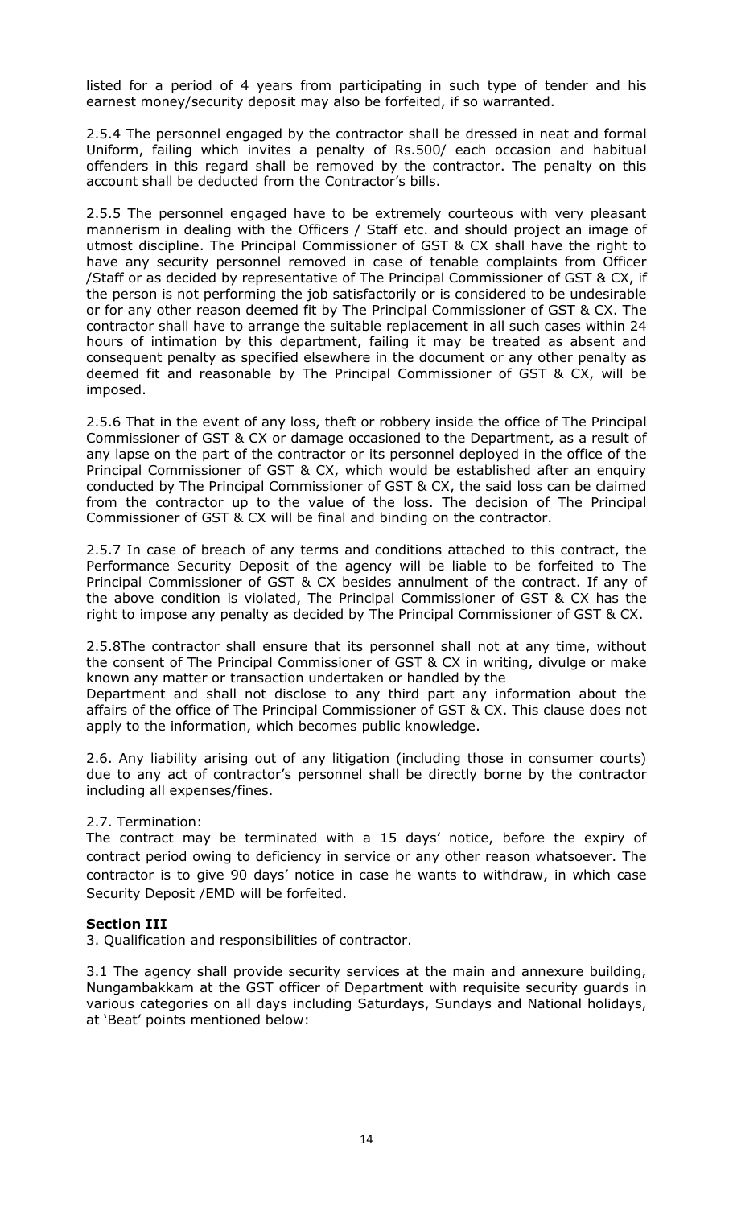listed for a period of 4 years from participating in such type of tender and his earnest money/security deposit may also be forfeited, if so warranted.

2.5.4 The personnel engaged by the contractor shall be dressed in neat and formal Uniform, failing which invites a penalty of Rs.500/ each occasion and habitual offenders in this regard shall be removed by the contractor. The penalty on this account shall be deducted from the Contractor's bills.

2.5.5 The personnel engaged have to be extremely courteous with very pleasant mannerism in dealing with the Officers / Staff etc. and should project an image of utmost discipline. The Principal Commissioner of GST & CX shall have the right to have any security personnel removed in case of tenable complaints from Officer /Staff or as decided by representative of The Principal Commissioner of GST & CX, if the person is not performing the job satisfactorily or is considered to be undesirable or for any other reason deemed fit by The Principal Commissioner of GST & CX. The contractor shall have to arrange the suitable replacement in all such cases within 24 hours of intimation by this department, failing it may be treated as absent and consequent penalty as specified elsewhere in the document or any other penalty as deemed fit and reasonable by The Principal Commissioner of GST & CX, will be imposed.

2.5.6 That in the event of any loss, theft or robbery inside the office of The Principal Commissioner of GST & CX or damage occasioned to the Department, as a result of any lapse on the part of the contractor or its personnel deployed in the office of the Principal Commissioner of GST & CX, which would be established after an enquiry conducted by The Principal Commissioner of GST & CX, the said loss can be claimed from the contractor up to the value of the loss. The decision of The Principal Commissioner of GST & CX will be final and binding on the contractor.

2.5.7 In case of breach of any terms and conditions attached to this contract, the Performance Security Deposit of the agency will be liable to be forfeited to The Principal Commissioner of GST & CX besides annulment of the contract. If any of the above condition is violated, The Principal Commissioner of GST & CX has the right to impose any penalty as decided by The Principal Commissioner of GST & CX.

2.5.8The contractor shall ensure that its personnel shall not at any time, without the consent of The Principal Commissioner of GST & CX in writing, divulge or make known any matter or transaction undertaken or handled by the
Department and shall not disclose to any third part any information about the affairs of the office of The Principal Commissioner of GST & CX. This clause does not apply to the information, which becomes public knowledge.

2.6. Any liability arising out of any litigation (including those in consumer courts) due to any act of contractor's personnel shall be directly borne by the contractor including all expenses/fines.

2.7. Termination:
The contract may be terminated with a 15 days' notice, before the expiry of contract period owing to deficiency in service or any other reason whatsoever. The contractor is to give 90 days' notice in case he wants to withdraw, in which case Security Deposit /EMD will be forfeited.

**Section III**

3. Qualification and responsibilities of contractor.

3.1 The agency shall provide security services at the main and annexure building, Nungambakkam at the GST officer of Department with requisite security guards in various categories on all days including Saturdays, Sundays and National holidays, at 'Beat' points mentioned below: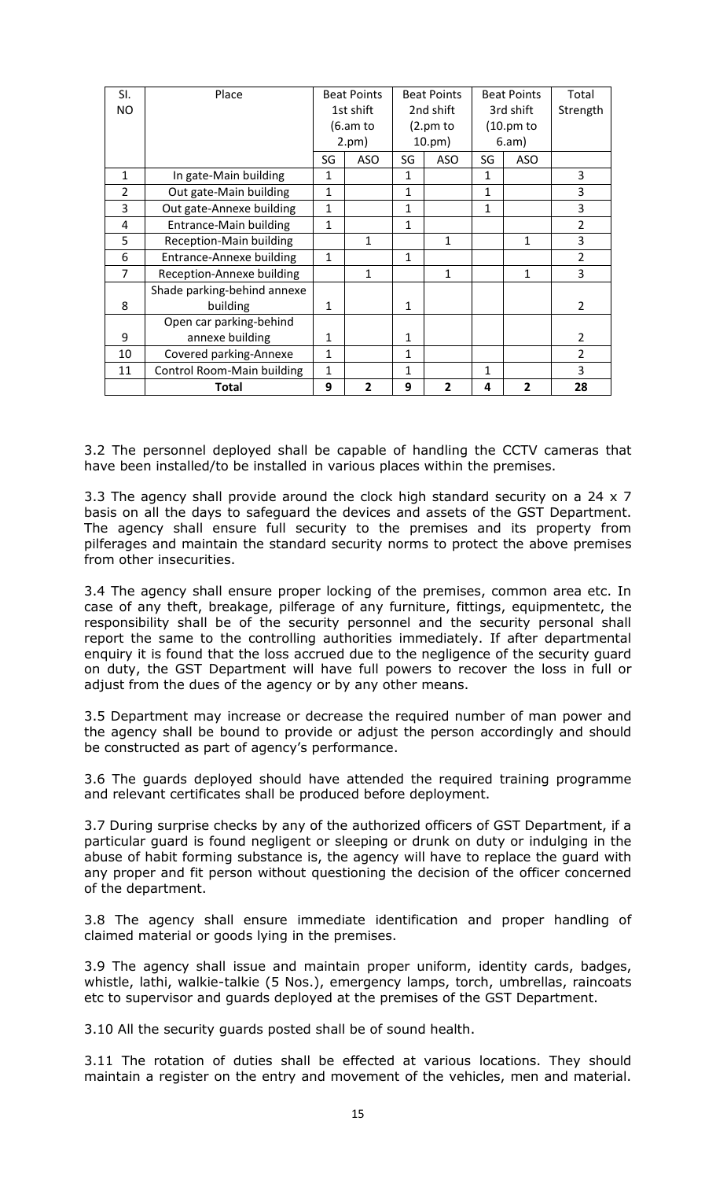| Sl. NO | Place | Beat Points 1st shift (6.am to 2.pm) | | Beat Points 2nd shift (2.pm to 10.pm) | | Beat Points 3rd shift (10.pm to 6.am) | | Total Strength |
|---|---|---|---|---|---|---|---|---|
| | | SG | ASO | SG | ASO | SG | ASO | |
| 1 | In gate-Main building | 1 | | 1 | | 1 | | 3 |
| 2 | Out gate-Main building | 1 | | 1 | | 1 | | 3 |
| 3 | Out gate-Annexe building | 1 | | 1 | | 1 | | 3 |
| 4 | Entrance-Main building | 1 | | 1 | | | | 2 |
| 5 | Reception-Main building | | 1 | | 1 | | 1 | 3 |
| 6 | Entrance-Annexe building | 1 | | 1 | | | | 2 |
| 7 | Reception-Annexe building | | 1 | | 1 | | 1 | 3 |
| 8 | Shade parking-behind annexe building | 1 | | 1 | | | | 2 |
| 9 | Open car parking-behind annexe building | 1 | | 1 | | | | 2 |
| 10 | Covered parking-Annexe | 1 | | 1 | | | | 2 |
| 11 | Control Room-Main building | 1 | | 1 | | 1 | | 3 |
| | **Total** | **9** | **2** | **9** | **2** | **4** | **2** | **28** |

3.2 The personnel deployed shall be capable of handling the CCTV cameras that have been installed/to be installed in various places within the premises.

3.3 The agency shall provide around the clock high standard security on a 24 x 7 basis on all the days to safeguard the devices and assets of the GST Department. The agency shall ensure full security to the premises and its property from pilferages and maintain the standard security norms to protect the above premises from other insecurities.

3.4 The agency shall ensure proper locking of the premises, common area etc. In case of any theft, breakage, pilferage of any furniture, fittings, equipmentetc, the responsibility shall be of the security personnel and the security personal shall report the same to the controlling authorities immediately. If after departmental enquiry it is found that the loss accrued due to the negligence of the security guard on duty, the GST Department will have full powers to recover the loss in full or adjust from the dues of the agency or by any other means.

3.5 Department may increase or decrease the required number of man power and the agency shall be bound to provide or adjust the person accordingly and should be constructed as part of agency's performance.

3.6 The guards deployed should have attended the required training programme and relevant certificates shall be produced before deployment.

3.7 During surprise checks by any of the authorized officers of GST Department, if a particular guard is found negligent or sleeping or drunk on duty or indulging in the abuse of habit forming substance is, the agency will have to replace the guard with any proper and fit person without questioning the decision of the officer concerned of the department.

3.8 The agency shall ensure immediate identification and proper handling of claimed material or goods lying in the premises.

3.9 The agency shall issue and maintain proper uniform, identity cards, badges, whistle, lathi, walkie-talkie (5 Nos.), emergency lamps, torch, umbrellas, raincoats etc to supervisor and guards deployed at the premises of the GST Department.

3.10 All the security guards posted shall be of sound health.

3.11 The rotation of duties shall be effected at various locations. They should maintain a register on the entry and movement of the vehicles, men and material.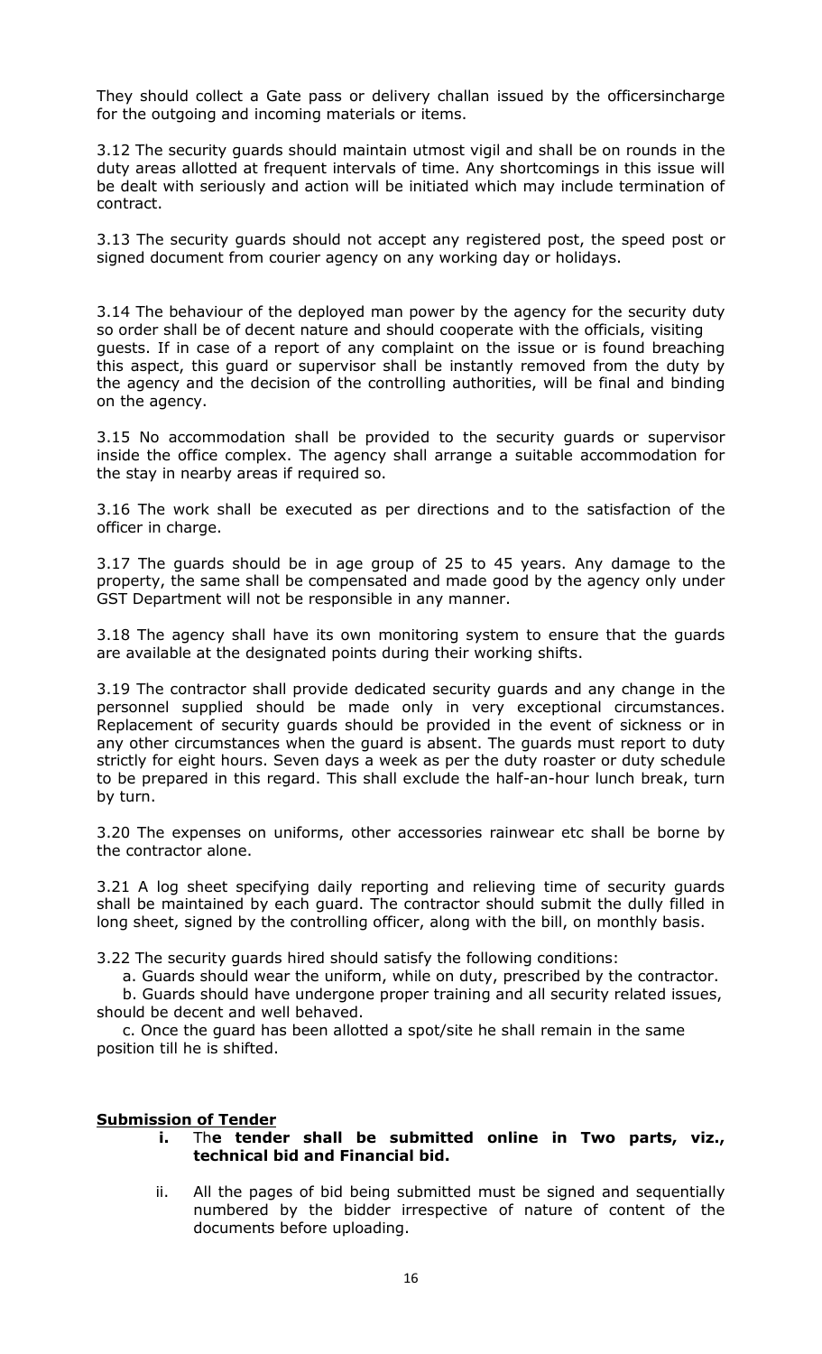They should collect a Gate pass or delivery challan issued by the officersincharge for the outgoing and incoming materials or items.

3.12 The security guards should maintain utmost vigil and shall be on rounds in the duty areas allotted at frequent intervals of time. Any shortcomings in this issue will be dealt with seriously and action will be initiated which may include termination of contract.

3.13 The security guards should not accept any registered post, the speed post or signed document from courier agency on any working day or holidays.

3.14 The behaviour of the deployed man power by the agency for the security duty so order shall be of decent nature and should cooperate with the officials, visiting guests. If in case of a report of any complaint on the issue or is found breaching this aspect, this guard or supervisor shall be instantly removed from the duty by the agency and the decision of the controlling authorities, will be final and binding on the agency.

3.15 No accommodation shall be provided to the security guards or supervisor inside the office complex. The agency shall arrange a suitable accommodation for the stay in nearby areas if required so.

3.16 The work shall be executed as per directions and to the satisfaction of the officer in charge.

3.17 The guards should be in age group of 25 to 45 years. Any damage to the property, the same shall be compensated and made good by the agency only under GST Department will not be responsible in any manner.

3.18 The agency shall have its own monitoring system to ensure that the guards are available at the designated points during their working shifts.

3.19 The contractor shall provide dedicated security guards and any change in the personnel supplied should be made only in very exceptional circumstances. Replacement of security guards should be provided in the event of sickness or in any other circumstances when the guard is absent. The guards must report to duty strictly for eight hours. Seven days a week as per the duty roaster or duty schedule to be prepared in this regard. This shall exclude the half-an-hour lunch break, turn by turn.

3.20 The expenses on uniforms, other accessories rainwear etc shall be borne by the contractor alone.

3.21 A log sheet specifying daily reporting and relieving time of security guards shall be maintained by each guard. The contractor should submit the dully filled in long sheet, signed by the controlling officer, along with the bill, on monthly basis.

3.22 The security guards hired should satisfy the following conditions:

a. Guards should wear the uniform, while on duty, prescribed by the contractor.

b. Guards should have undergone proper training and all security related issues, should be decent and well behaved.

c. Once the guard has been allotted a spot/site he shall remain in the same position till he is shifted.

**Submission of Tender**

i. Th**e tender shall be submitted online in Two parts, viz., technical bid and Financial bid.**

ii. All the pages of bid being submitted must be signed and sequentially numbered by the bidder irrespective of nature of content of the documents before uploading.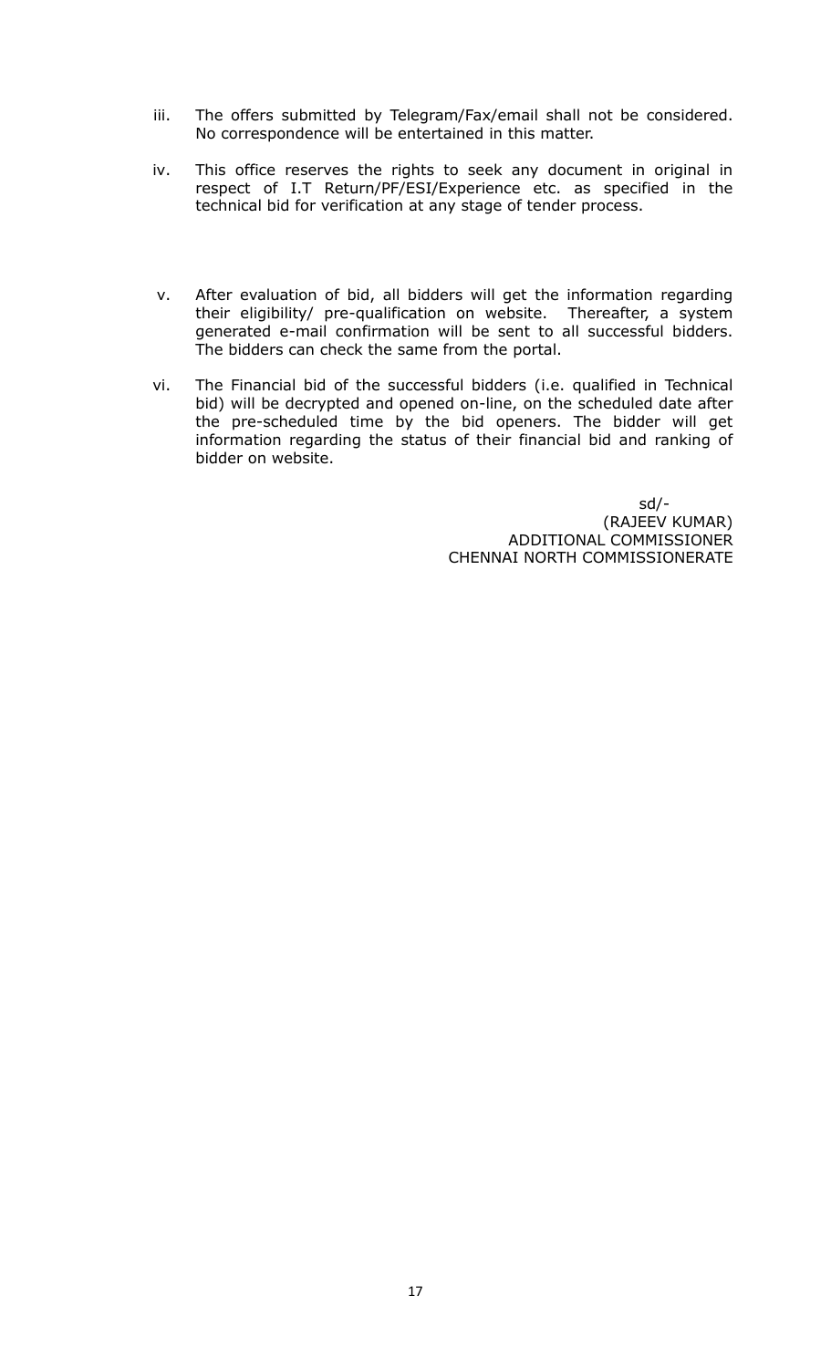iii. The offers submitted by Telegram/Fax/email shall not be considered. No correspondence will be entertained in this matter.

iv. This office reserves the rights to seek any document in original in respect of I.T Return/PF/ESI/Experience etc. as specified in the technical bid for verification at any stage of tender process.

v. After evaluation of bid, all bidders will get the information regarding their eligibility/ pre-qualification on website. Thereafter, a system generated e-mail confirmation will be sent to all successful bidders. The bidders can check the same from the portal.

vi. The Financial bid of the successful bidders (i.e. qualified in Technical bid) will be decrypted and opened on-line, on the scheduled date after the pre-scheduled time by the bid openers. The bidder will get information regarding the status of their financial bid and ranking of bidder on website.

sd/-
(RAJEEV KUMAR)
ADDITIONAL COMMISSIONER
CHENNAI NORTH COMMISSIONERATE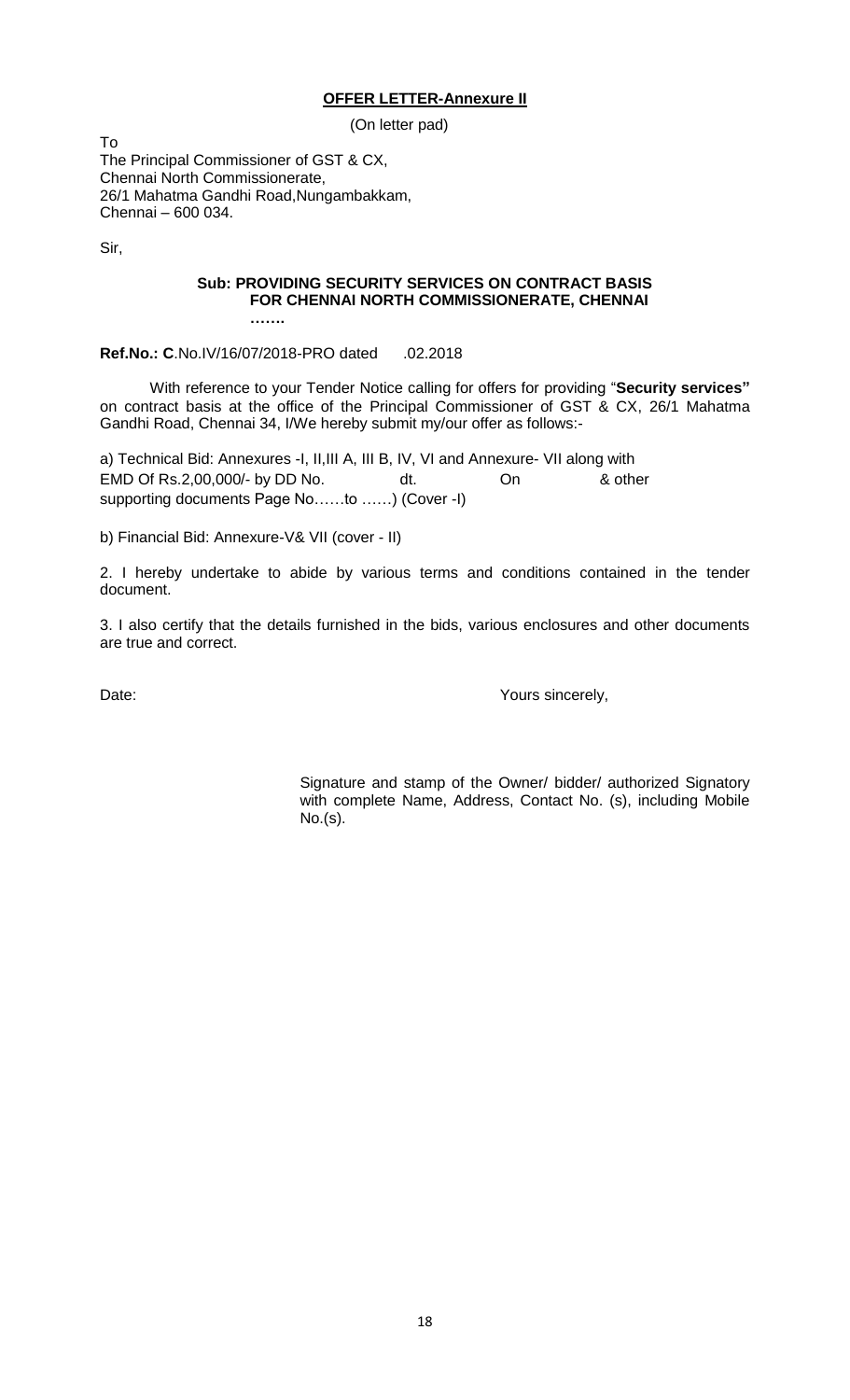**OFFER LETTER-Annexure II**

(On letter pad)

To
The Principal Commissioner of GST & CX,
Chennai North Commissionerate,
26/1 Mahatma Gandhi Road,Nungambakkam,
Chennai – 600 034.

Sir,

**Sub: PROVIDING SECURITY SERVICES ON CONTRACT BASIS FOR CHENNAI NORTH COMMISSIONERATE, CHENNAI …….**

**Ref.No.: C**.No.IV/16/07/2018-PRO dated .02.2018

With reference to your Tender Notice calling for offers for providing "**Security services"** on contract basis at the office of the Principal Commissioner of GST & CX, 26/1 Mahatma Gandhi Road, Chennai 34, I/We hereby submit my/our offer as follows:-

a) Technical Bid: Annexures -I, II,III A, III B, IV, VI and Annexure- VII along with EMD Of Rs.2,00,000/- by DD No. dt. On & other supporting documents Page No……to ……) (Cover -I)

b) Financial Bid: Annexure-V& VII (cover - II)

2. I hereby undertake to abide by various terms and conditions contained in the tender document.

3. I also certify that the details furnished in the bids, various enclosures and other documents are true and correct.

Date: Yours sincerely,

Signature and stamp of the Owner/ bidder/ authorized Signatory with complete Name, Address, Contact No. (s), including Mobile No.(s).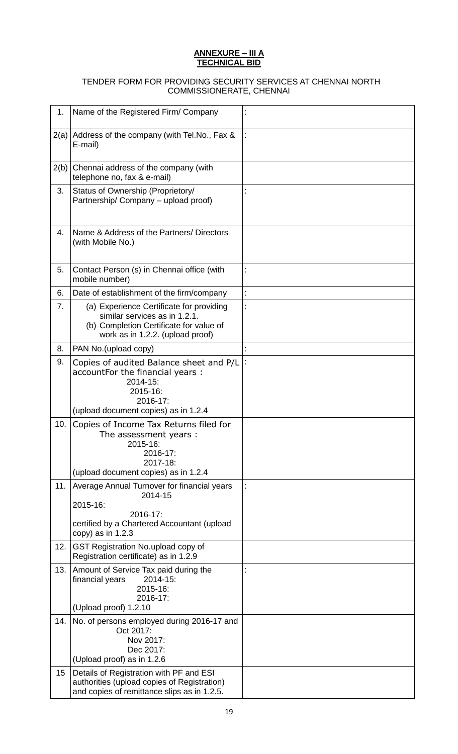**ANNEXURE – III A**
**TECHNICAL BID**

TENDER FORM FOR PROVIDING SECURITY SERVICES AT CHENNAI NORTH COMMISSIONERATE, CHENNAI

| | | |
|---|---|---|
| 1. | Name of the Registered Firm/ Company | : |
| 2(a) | Address of the company (with Tel.No., Fax & E-mail) | : |
| 2(b) | Chennai address of the company (with telephone no, fax & e-mail) | |
| 3. | Status of Ownership (Proprietory/ Partnership/ Company – upload proof) | : |
| 4. | Name & Address of the Partners/ Directors (with Mobile No.) | |
| 5. | Contact Person (s) in Chennai office (with mobile number) | : |
| 6. | Date of establishment of the firm/company | : |
| 7. | (a) Experience Certificate for providing similar services as in 1.2.1.<br>(b) Completion Certificate for value of work as in 1.2.2. (upload proof) | : |
| 8. | PAN No.(upload copy) | : |
| 9. | Copies of audited Balance sheet and P/L accountFor the financial years :<br>2014-15:<br>2015-16:<br>2016-17:<br>(upload document copies) as in 1.2.4 | : |
| 10. | Copies of Income Tax Returns filed for The assessment years :<br>2015-16:<br>2016-17:<br>2017-18:<br>(upload document copies) as in 1.2.4 | |
| 11. | Average Annual Turnover for financial years<br>2014-15<br>2015-16:<br>2016-17:<br>certified by a Chartered Accountant (upload copy) as in 1.2.3 | : |
| 12. | GST Registration No.upload copy of Registration certificate) as in 1.2.9 | |
| 13. | Amount of Service Tax paid during the financial years 2014-15:<br>2015-16:<br>2016-17:<br>(Upload proof) 1.2.10 | : |
| 14. | No. of persons employed during 2016-17 and<br>Oct 2017:<br>Nov 2017:<br>Dec 2017:<br>(Upload proof) as in 1.2.6 | |
| 15 | Details of Registration with PF and ESI authorities (upload copies of Registration) and copies of remittance slips as in 1.2.5. | |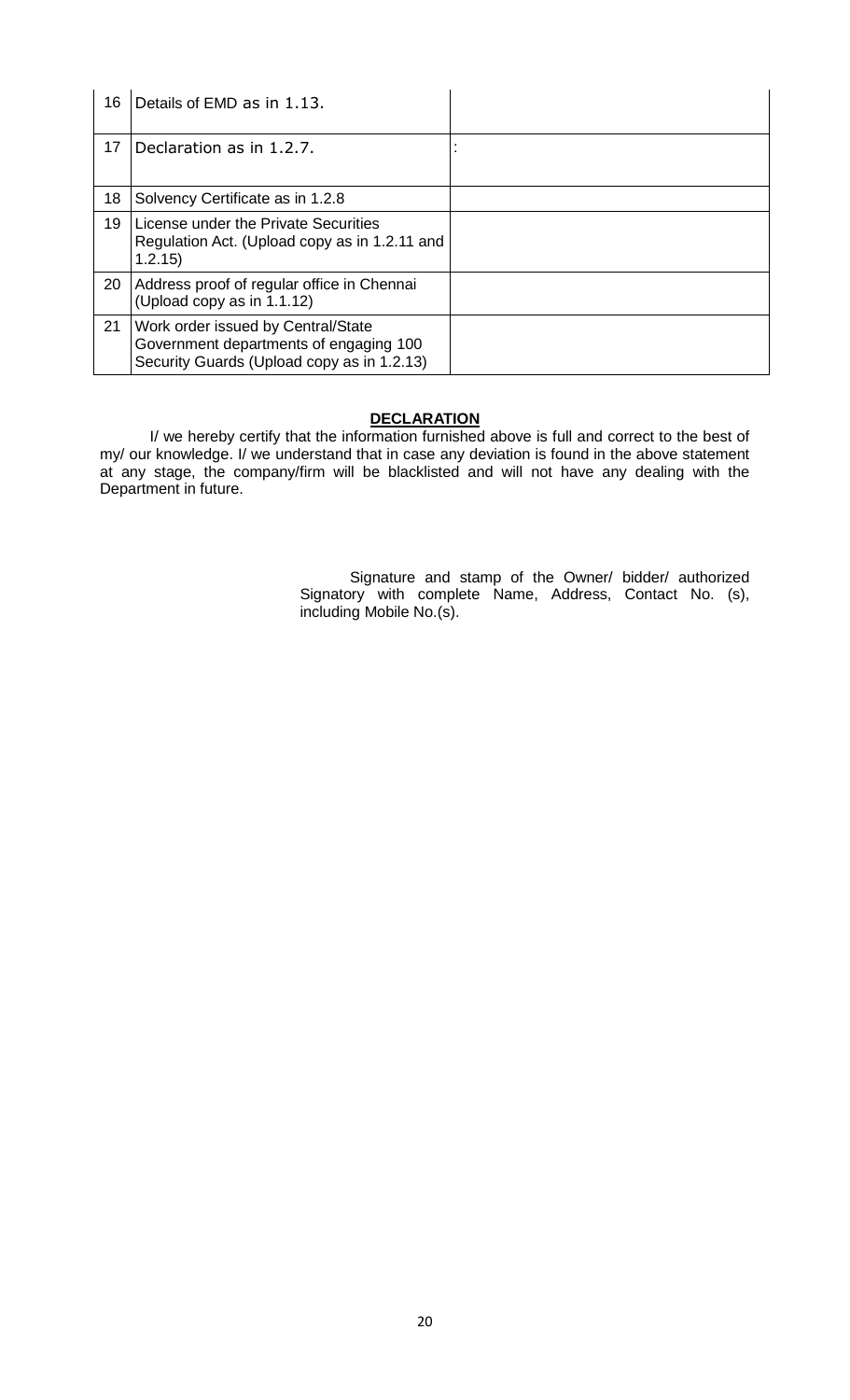| 16 | Details of EMD as in 1.13. | |
|---|---|---|
| 17 | Declaration as in 1.2.7. | : |
| 18 | Solvency Certificate as in 1.2.8 | |
| 19 | License under the Private Securities Regulation Act. (Upload copy as in 1.2.11 and 1.2.15) | |
| 20 | Address proof of regular office in Chennai (Upload copy as in 1.1.12) | |
| 21 | Work order issued by Central/State Government departments of engaging 100 Security Guards (Upload copy as in 1.2.13) | |

**DECLARATION**

I/ we hereby certify that the information furnished above is full and correct to the best of my/ our knowledge. I/ we understand that in case any deviation is found in the above statement at any stage, the company/firm will be blacklisted and will not have any dealing with the Department in future.

Signature and stamp of the Owner/ bidder/ authorized Signatory with complete Name, Address, Contact No. (s), including Mobile No.(s).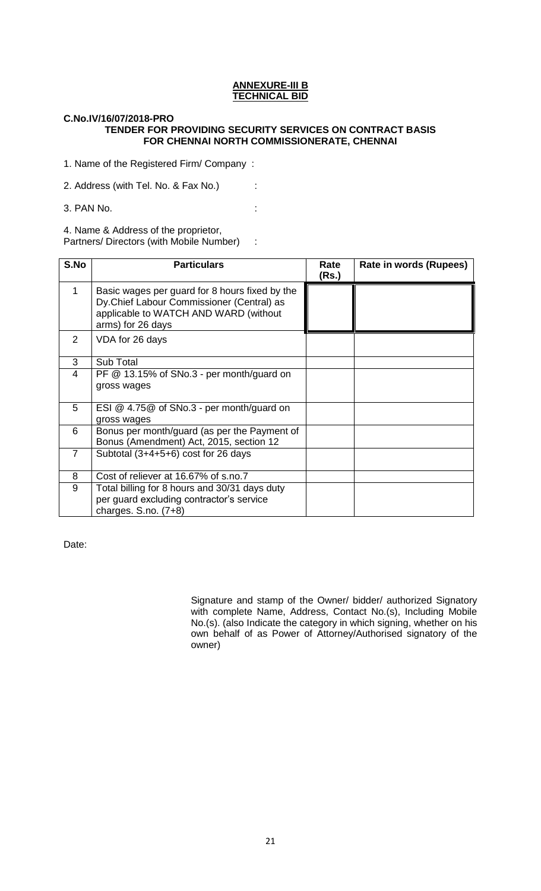**ANNEXURE-III B**
**TECHNICAL BID**

**C.No.IV/16/07/2018-PRO**

**TENDER FOR PROVIDING SECURITY SERVICES ON CONTRACT BASIS FOR CHENNAI NORTH COMMISSIONERATE, CHENNAI**

1. Name of the Registered Firm/ Company :

2. Address (with Tel. No. & Fax No.) :

3. PAN No. :

4. Name & Address of the proprietor, Partners/ Directors (with Mobile Number) :

| S.No | Particulars | Rate (Rs.) | Rate in words (Rupees) |
|---|---|---|---|
| 1 | Basic wages per guard for 8 hours fixed by the Dy.Chief Labour Commissioner (Central) as applicable to WATCH AND WARD (without arms) for 26 days | | |
| 2 | VDA for 26 days | | |
| 3 | Sub Total | | |
| 4 | PF @ 13.15% of SNo.3 - per month/guard on gross wages | | |
| 5 | ESI @ 4.75@ of SNo.3 - per month/guard on gross wages | | |
| 6 | Bonus per month/guard (as per the Payment of Bonus (Amendment) Act, 2015, section 12 | | |
| 7 | Subtotal (3+4+5+6) cost for 26 days | | |
| 8 | Cost of reliever at 16.67% of s.no.7 | | |
| 9 | Total billing for 8 hours and 30/31 days duty per guard excluding contractor's service charges. S.no. (7+8) | | |

Date:

Signature and stamp of the Owner/ bidder/ authorized Signatory with complete Name, Address, Contact No.(s), Including Mobile No.(s). (also Indicate the category in which signing, whether on his own behalf of as Power of Attorney/Authorised signatory of the owner)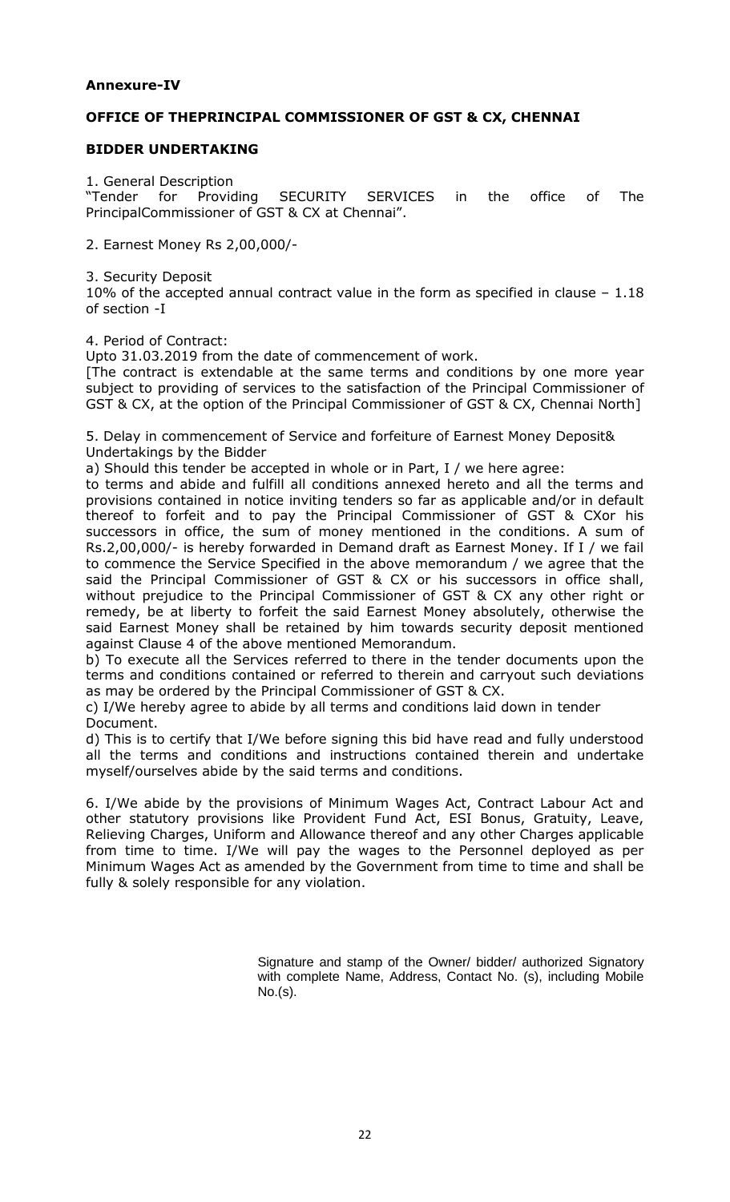**Annexure-IV**

**OFFICE OF THEPRINCIPAL COMMISSIONER OF GST & CX, CHENNAI**

**BIDDER UNDERTAKING**

1. General Description
"Tender for Providing SECURITY SERVICES in the office of The PrincipalCommissioner of GST & CX at Chennai".

2. Earnest Money Rs 2,00,000/-

3. Security Deposit
10% of the accepted annual contract value in the form as specified in clause – 1.18 of section -I

4. Period of Contract:
Upto 31.03.2019 from the date of commencement of work.
[The contract is extendable at the same terms and conditions by one more year subject to providing of services to the satisfaction of the Principal Commissioner of GST & CX, at the option of the Principal Commissioner of GST & CX, Chennai North]

5. Delay in commencement of Service and forfeiture of Earnest Money Deposit& Undertakings by the Bidder

a) Should this tender be accepted in whole or in Part, I / we here agree:
to terms and abide and fulfill all conditions annexed hereto and all the terms and provisions contained in notice inviting tenders so far as applicable and/or in default thereof to forfeit and to pay the Principal Commissioner of GST & CXor his successors in office, the sum of money mentioned in the conditions. A sum of Rs.2,00,000/- is hereby forwarded in Demand draft as Earnest Money. If I / we fail to commence the Service Specified in the above memorandum / we agree that the said the Principal Commissioner of GST & CX or his successors in office shall, without prejudice to the Principal Commissioner of GST & CX any other right or remedy, be at liberty to forfeit the said Earnest Money absolutely, otherwise the said Earnest Money shall be retained by him towards security deposit mentioned against Clause 4 of the above mentioned Memorandum.

b) To execute all the Services referred to there in the tender documents upon the terms and conditions contained or referred to therein and carryout such deviations as may be ordered by the Principal Commissioner of GST & CX.

c) I/We hereby agree to abide by all terms and conditions laid down in tender Document.

d) This is to certify that I/We before signing this bid have read and fully understood all the terms and conditions and instructions contained therein and undertake myself/ourselves abide by the said terms and conditions.

6. I/We abide by the provisions of Minimum Wages Act, Contract Labour Act and other statutory provisions like Provident Fund Act, ESI Bonus, Gratuity, Leave, Relieving Charges, Uniform and Allowance thereof and any other Charges applicable from time to time. I/We will pay the wages to the Personnel deployed as per Minimum Wages Act as amended by the Government from time to time and shall be fully & solely responsible for any violation.

Signature and stamp of the Owner/ bidder/ authorized Signatory with complete Name, Address, Contact No. (s), including Mobile No.(s).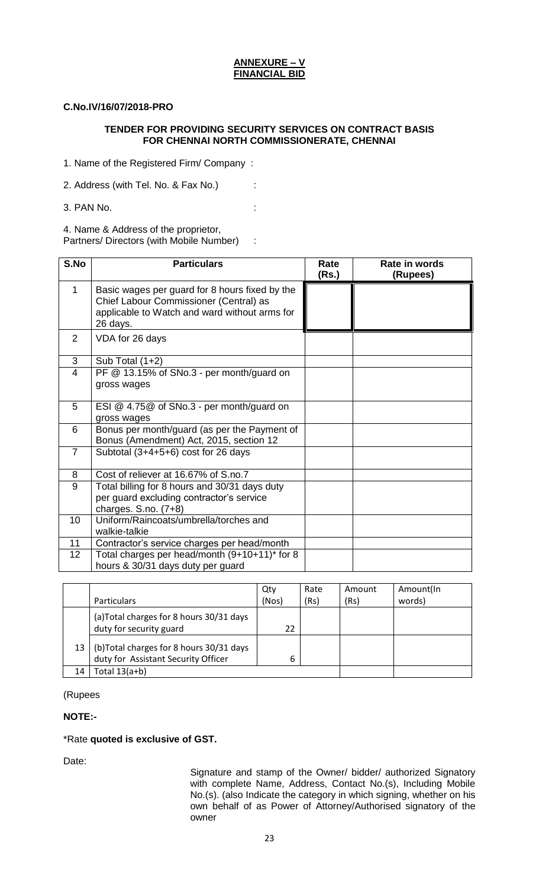**ANNEXURE – V**
**FINANCIAL BID**

**C.No.IV/16/07/2018-PRO**

**TENDER FOR PROVIDING SECURITY SERVICES ON CONTRACT BASIS FOR CHENNAI NORTH COMMISSIONERATE, CHENNAI**

1. Name of the Registered Firm/ Company :
2. Address (with Tel. No. & Fax No.) :
3. PAN No. :
4. Name & Address of the proprietor, Partners/ Directors (with Mobile Number) :

| S.No | Particulars | Rate (Rs.) | Rate in words (Rupees) |
|---|---|---|---|
| 1 | Basic wages per guard for 8 hours fixed by the Chief Labour Commissioner (Central) as applicable to Watch and ward without arms for 26 days. | | |
| 2 | VDA for 26 days | | |
| 3 | Sub Total (1+2) | | |
| 4 | PF @ 13.15% of SNo.3 - per month/guard on gross wages | | |
| 5 | ESI @ 4.75@ of SNo.3 - per month/guard on gross wages | | |
| 6 | Bonus per month/guard (as per the Payment of Bonus (Amendment) Act, 2015, section 12 | | |
| 7 | Subtotal (3+4+5+6) cost for 26 days | | |
| 8 | Cost of reliever at 16.67% of S.no.7 | | |
| 9 | Total billing for 8 hours and 30/31 days duty per guard excluding contractor's service charges. S.no. (7+8) | | |
| 10 | Uniform/Raincoats/umbrella/torches and walkie-talkie | | |
| 11 | Contractor's service charges per head/month | | |
| 12 | Total charges per head/month (9+10+11)* for 8 hours & 30/31 days duty per guard | | |

| | Particulars | Qty (Nos) | Rate (Rs) | Amount (Rs) | Amount(In words) |
|---|---|---|---|---|---|
| 13 | (a)Total charges for 8 hours 30/31 days duty for security guard | 22 | | | |
| | (b)Total charges for 8 hours 30/31 days duty for Assistant Security Officer | 6 | | | |
| 14 | Total 13(a+b) | | | | |

(Rupees

**NOTE:-**

*Rate **quoted is exclusive of GST.**

Date:

Signature and stamp of the Owner/ bidder/ authorized Signatory with complete Name, Address, Contact No.(s), Including Mobile No.(s). (also Indicate the category in which signing, whether on his own behalf of as Power of Attorney/Authorised signatory of the owner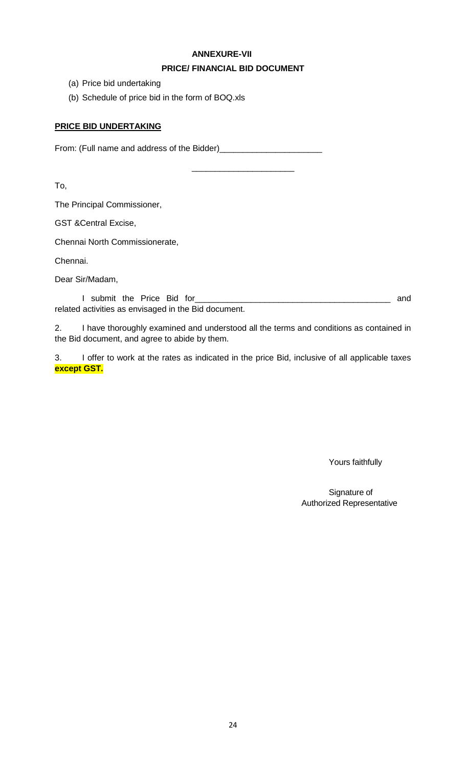**ANNEXURE-VII**

**PRICE/ FINANCIAL BID DOCUMENT**

(a) Price bid undertaking

(b) Schedule of price bid in the form of BOQ.xls

**PRICE BID UNDERTAKING**

From: (Full name and address of the Bidder)______________________

______________________

To,

The Principal Commissioner,

GST &Central Excise,

Chennai North Commissionerate,

Chennai.

Dear Sir/Madam,

I submit the Price Bid for__________________________________________ and related activities as envisaged in the Bid document.

2. I have thoroughly examined and understood all the terms and conditions as contained in the Bid document, and agree to abide by them.

3. I offer to work at the rates as indicated in the price Bid, inclusive of all applicable taxes **except GST.**

Yours faithfully

Signature of
Authorized Representative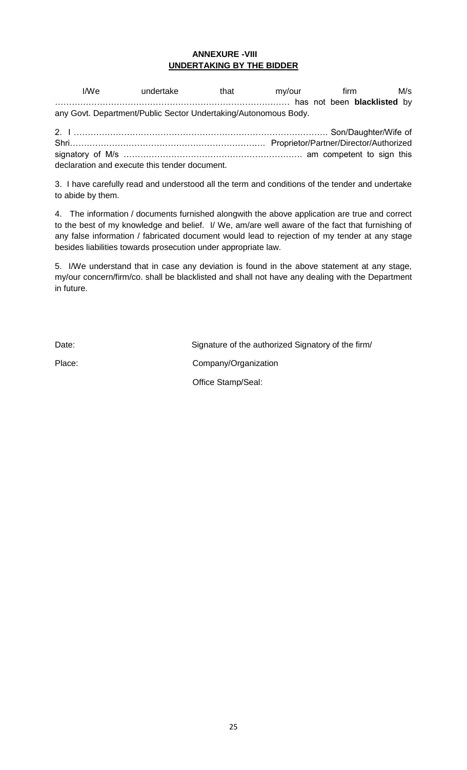## ANNEXURE -VIII

## UNDERTAKING BY THE BIDDER

I/We undertake that my/our firm M/s ………………………………………………………………………… has not been **blacklisted** by any Govt. Department/Public Sector Undertaking/Autonomous Body.

2. I ………………………………………………………………………………. Son/Daughter/Wife of Shri…………………………………………………………… Proprietor/Partner/Director/Authorized signatory of M/s ………………………………………………………. am competent to sign this declaration and execute this tender document.

3. I have carefully read and understood all the term and conditions of the tender and undertake to abide by them.

4. The information / documents furnished alongwith the above application are true and correct to the best of my knowledge and belief. I/ We, am/are well aware of the fact that furnishing of any false information / fabricated document would lead to rejection of my tender at any stage besides liabilities towards prosecution under appropriate law.

5. I/We understand that in case any deviation is found in the above statement at any stage, my/our concern/firm/co. shall be blacklisted and shall not have any dealing with the Department in future.

Date: Signature of the authorized Signatory of the firm/

Place: Company/Organization

Office Stamp/Seal: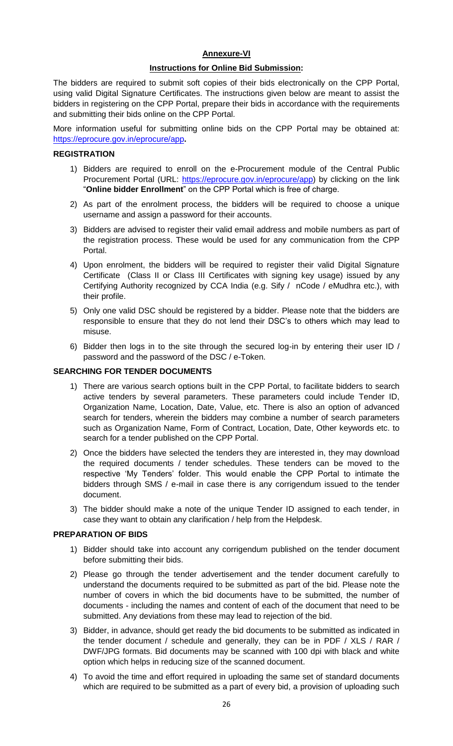## Annexure-VI

### Instructions for Online Bid Submission:

The bidders are required to submit soft copies of their bids electronically on the CPP Portal, using valid Digital Signature Certificates. The instructions given below are meant to assist the bidders in registering on the CPP Portal, prepare their bids in accordance with the requirements and submitting their bids online on the CPP Portal.

More information useful for submitting online bids on the CPP Portal may be obtained at: https://eprocure.gov.in/eprocure/app**.**

### REGISTRATION

1) Bidders are required to enroll on the e-Procurement module of the Central Public Procurement Portal (URL: https://eprocure.gov.in/eprocure/app) by clicking on the link "**Online bidder Enrollment**" on the CPP Portal which is free of charge.
2) As part of the enrolment process, the bidders will be required to choose a unique username and assign a password for their accounts.
3) Bidders are advised to register their valid email address and mobile numbers as part of the registration process. These would be used for any communication from the CPP Portal.
4) Upon enrolment, the bidders will be required to register their valid Digital Signature Certificate (Class II or Class III Certificates with signing key usage) issued by any Certifying Authority recognized by CCA India (e.g. Sify / nCode / eMudhra etc.), with their profile.
5) Only one valid DSC should be registered by a bidder. Please note that the bidders are responsible to ensure that they do not lend their DSC's to others which may lead to misuse.
6) Bidder then logs in to the site through the secured log-in by entering their user ID / password and the password of the DSC / e-Token.

### SEARCHING FOR TENDER DOCUMENTS

1) There are various search options built in the CPP Portal, to facilitate bidders to search active tenders by several parameters. These parameters could include Tender ID, Organization Name, Location, Date, Value, etc. There is also an option of advanced search for tenders, wherein the bidders may combine a number of search parameters such as Organization Name, Form of Contract, Location, Date, Other keywords etc. to search for a tender published on the CPP Portal.
2) Once the bidders have selected the tenders they are interested in, they may download the required documents / tender schedules. These tenders can be moved to the respective 'My Tenders' folder. This would enable the CPP Portal to intimate the bidders through SMS / e-mail in case there is any corrigendum issued to the tender document.
3) The bidder should make a note of the unique Tender ID assigned to each tender, in case they want to obtain any clarification / help from the Helpdesk.

### PREPARATION OF BIDS

1) Bidder should take into account any corrigendum published on the tender document before submitting their bids.
2) Please go through the tender advertisement and the tender document carefully to understand the documents required to be submitted as part of the bid. Please note the number of covers in which the bid documents have to be submitted, the number of documents - including the names and content of each of the document that need to be submitted. Any deviations from these may lead to rejection of the bid.
3) Bidder, in advance, should get ready the bid documents to be submitted as indicated in the tender document / schedule and generally, they can be in PDF / XLS / RAR / DWF/JPG formats. Bid documents may be scanned with 100 dpi with black and white option which helps in reducing size of the scanned document.
4) To avoid the time and effort required in uploading the same set of standard documents which are required to be submitted as a part of every bid, a provision of uploading such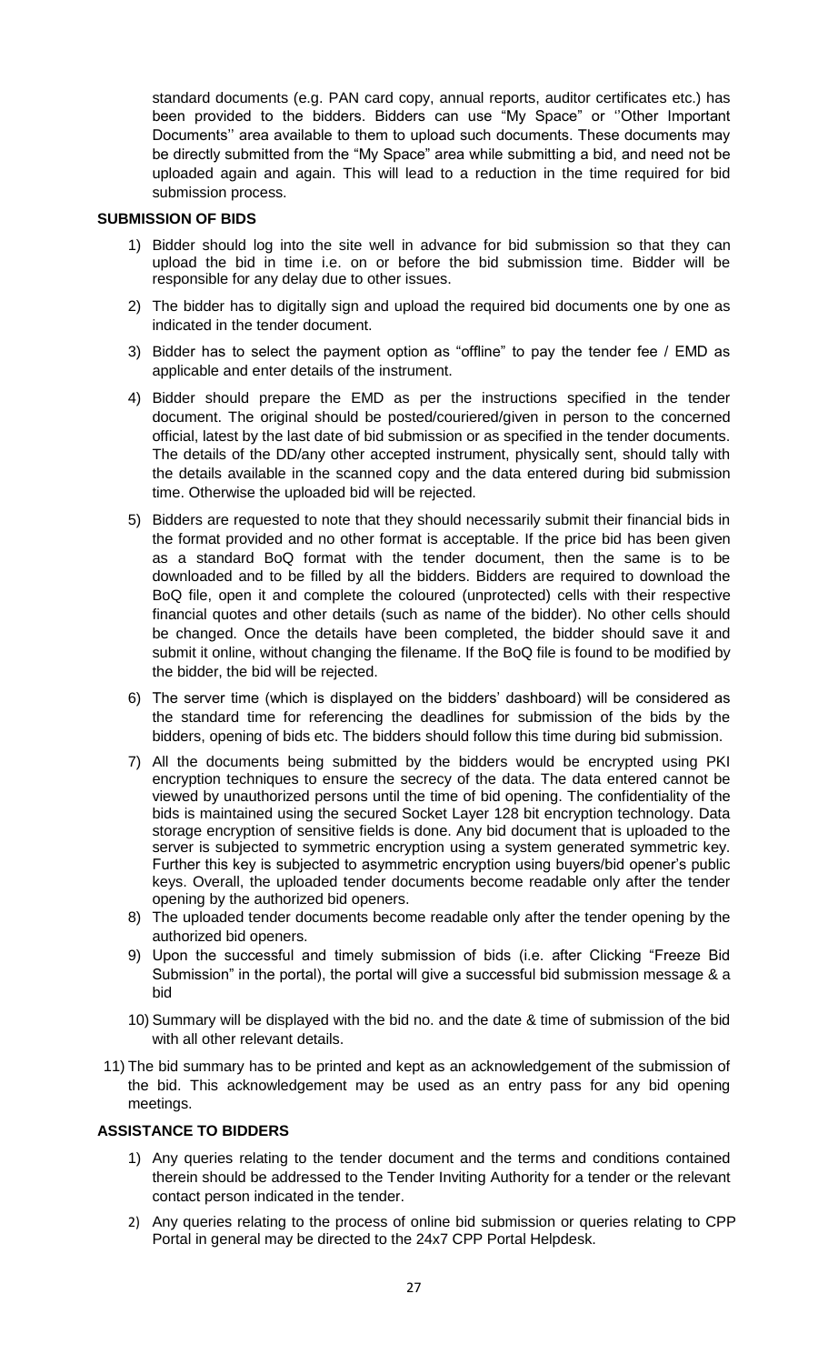standard documents (e.g. PAN card copy, annual reports, auditor certificates etc.) has been provided to the bidders. Bidders can use "My Space" or ''Other Important Documents'' area available to them to upload such documents. These documents may be directly submitted from the "My Space" area while submitting a bid, and need not be uploaded again and again. This will lead to a reduction in the time required for bid submission process.

**SUBMISSION OF BIDS**

1) Bidder should log into the site well in advance for bid submission so that they can upload the bid in time i.e. on or before the bid submission time. Bidder will be responsible for any delay due to other issues.
2) The bidder has to digitally sign and upload the required bid documents one by one as indicated in the tender document.
3) Bidder has to select the payment option as "offline" to pay the tender fee / EMD as applicable and enter details of the instrument.
4) Bidder should prepare the EMD as per the instructions specified in the tender document. The original should be posted/couriered/given in person to the concerned official, latest by the last date of bid submission or as specified in the tender documents. The details of the DD/any other accepted instrument, physically sent, should tally with the details available in the scanned copy and the data entered during bid submission time. Otherwise the uploaded bid will be rejected.
5) Bidders are requested to note that they should necessarily submit their financial bids in the format provided and no other format is acceptable. If the price bid has been given as a standard BoQ format with the tender document, then the same is to be downloaded and to be filled by all the bidders. Bidders are required to download the BoQ file, open it and complete the coloured (unprotected) cells with their respective financial quotes and other details (such as name of the bidder). No other cells should be changed. Once the details have been completed, the bidder should save it and submit it online, without changing the filename. If the BoQ file is found to be modified by the bidder, the bid will be rejected.
6) The server time (which is displayed on the bidders' dashboard) will be considered as the standard time for referencing the deadlines for submission of the bids by the bidders, opening of bids etc. The bidders should follow this time during bid submission.
7) All the documents being submitted by the bidders would be encrypted using PKI encryption techniques to ensure the secrecy of the data. The data entered cannot be viewed by unauthorized persons until the time of bid opening. The confidentiality of the bids is maintained using the secured Socket Layer 128 bit encryption technology. Data storage encryption of sensitive fields is done. Any bid document that is uploaded to the server is subjected to symmetric encryption using a system generated symmetric key. Further this key is subjected to asymmetric encryption using buyers/bid opener's public keys. Overall, the uploaded tender documents become readable only after the tender opening by the authorized bid openers.
8) The uploaded tender documents become readable only after the tender opening by the authorized bid openers.
9) Upon the successful and timely submission of bids (i.e. after Clicking "Freeze Bid Submission" in the portal), the portal will give a successful bid submission message & a bid
10) Summary will be displayed with the bid no. and the date & time of submission of the bid with all other relevant details.
11) The bid summary has to be printed and kept as an acknowledgement of the submission of the bid. This acknowledgement may be used as an entry pass for any bid opening meetings.

**ASSISTANCE TO BIDDERS**

1) Any queries relating to the tender document and the terms and conditions contained therein should be addressed to the Tender Inviting Authority for a tender or the relevant contact person indicated in the tender.
2) Any queries relating to the process of online bid submission or queries relating to CPP Portal in general may be directed to the 24x7 CPP Portal Helpdesk.